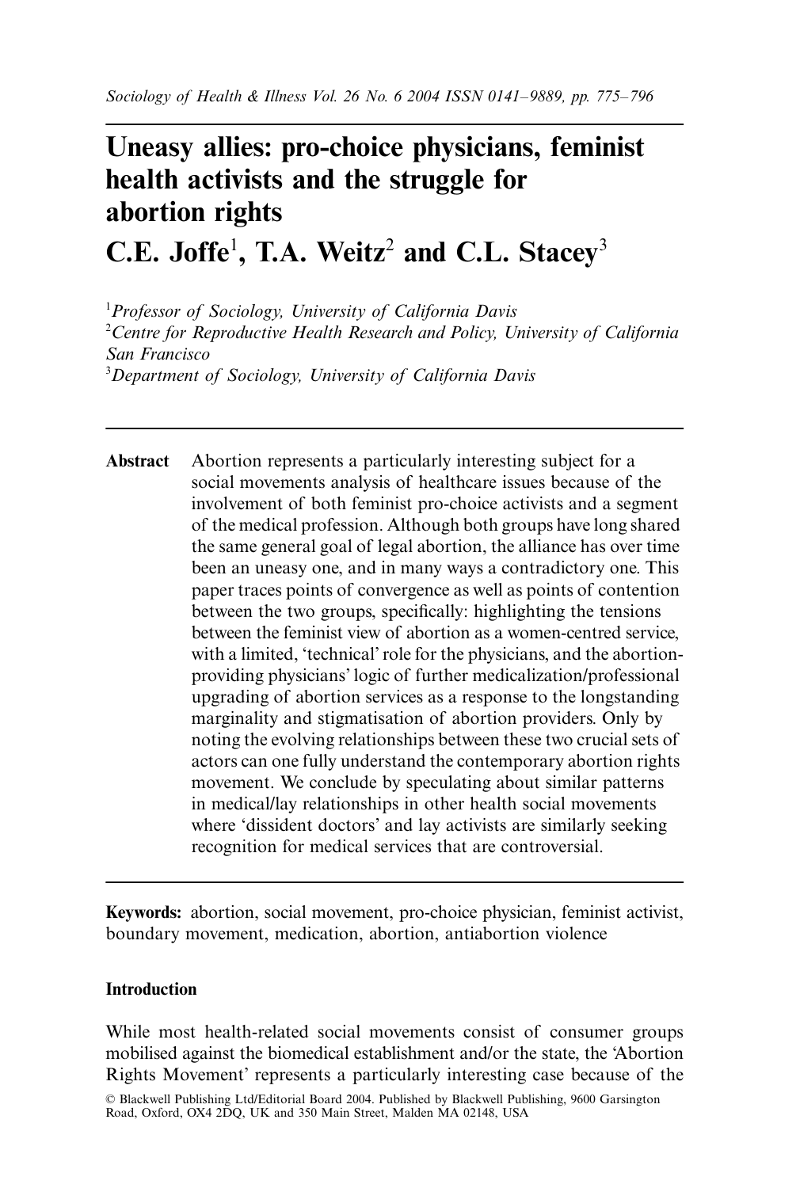# Uneasy allies: pro-choice physicians, feminist health activists and the struggle for abortion rights

## C.E. Joffe[1], T.A. Weitz[2] and C.L. Stacey[3]

[1] *Professor of Sociology, University of California Davis*
[2] *Centre for Reproductive Health Research and Policy, University of California San Francisco*
[3] *Department of Sociology, University of California Davis*

---

**Abstract** Abortion represents a particularly interesting subject for a social movements analysis of healthcare issues because of the involvement of both feminist pro-choice activists and a segment of the medical profession. Although both groups have long shared the same general goal of legal abortion, the alliance has over time been an uneasy one, and in many ways a contradictory one. This paper traces points of convergence as well as points of contention between the two groups, specifically: highlighting the tensions between the feminist view of abortion as a women-centred service, with a limited, 'technical' role for the physicians, and the abortion-providing physicians' logic of further medicalization/professional upgrading of abortion services as a response to the longstanding marginality and stigmatisation of abortion providers. Only by noting the evolving relationships between these two crucial sets of actors can one fully understand the contemporary abortion rights movement. We conclude by speculating about similar patterns in medical/lay relationships in other health social movements where 'dissident doctors' and lay activists are similarly seeking recognition for medical services that are controversial.

---

**Keywords:** abortion, social movement, pro-choice physician, feminist activist, boundary movement, medication, abortion, antiabortion violence

### Introduction

While most health-related social movements consist of consumer groups mobilised against the biomedical establishment and/or the state, the 'Abortion Rights Movement' represents a particularly interesting case because of the

© Blackwell Publishing Ltd/Editorial Board 2004. Published by Blackwell Publishing, 9600 Garsington Road, Oxford, OX4 2DQ, UK and 350 Main Street, Malden MA 02148, USA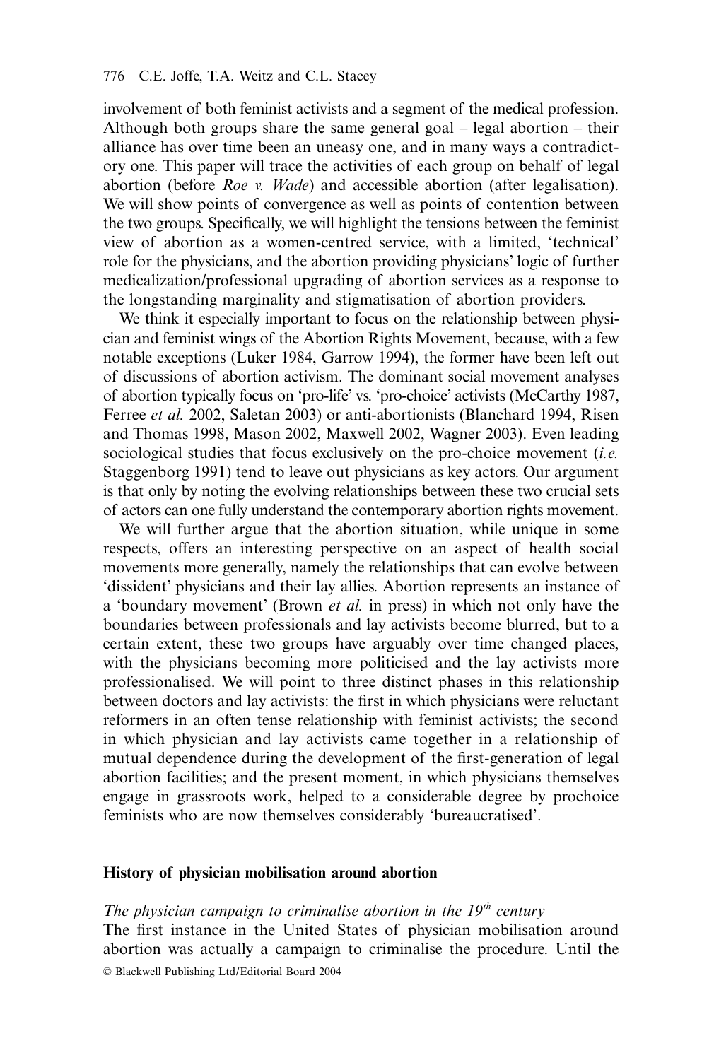involvement of both feminist activists and a segment of the medical profession. Although both groups share the same general goal – legal abortion – their alliance has over time been an uneasy one, and in many ways a contradictory one. This paper will trace the activities of each group on behalf of legal abortion (before *Roe v. Wade*) and accessible abortion (after legalisation). We will show points of convergence as well as points of contention between the two groups. Specifically, we will highlight the tensions between the feminist view of abortion as a women-centred service, with a limited, 'technical' role for the physicians, and the abortion providing physicians' logic of further medicalization/professional upgrading of abortion services as a response to the longstanding marginality and stigmatisation of abortion providers.

We think it especially important to focus on the relationship between physician and feminist wings of the Abortion Rights Movement, because, with a few notable exceptions (Luker 1984, Garrow 1994), the former have been left out of discussions of abortion activism. The dominant social movement analyses of abortion typically focus on 'pro-life' vs. 'pro-choice' activists (McCarthy 1987, Ferree *et al.* 2002, Saletan 2003) or anti-abortionists (Blanchard 1994, Risen and Thomas 1998, Mason 2002, Maxwell 2002, Wagner 2003). Even leading sociological studies that focus exclusively on the pro-choice movement (*i.e.* Staggenborg 1991) tend to leave out physicians as key actors. Our argument is that only by noting the evolving relationships between these two crucial sets of actors can one fully understand the contemporary abortion rights movement.

We will further argue that the abortion situation, while unique in some respects, offers an interesting perspective on an aspect of health social movements more generally, namely the relationships that can evolve between 'dissident' physicians and their lay allies. Abortion represents an instance of a 'boundary movement' (Brown *et al.* in press) in which not only have the boundaries between professionals and lay activists become blurred, but to a certain extent, these two groups have arguably over time changed places, with the physicians becoming more politicised and the lay activists more professionalised. We will point to three distinct phases in this relationship between doctors and lay activists: the first in which physicians were reluctant reformers in an often tense relationship with feminist activists; the second in which physician and lay activists came together in a relationship of mutual dependence during the development of the first-generation of legal abortion facilities; and the present moment, in which physicians themselves engage in grassroots work, helped to a considerable degree by prochoice feminists who are now themselves considerably 'bureaucratised'.

## History of physician mobilisation around abortion

### *The physician campaign to criminalise abortion in the 19th century*

The first instance in the United States of physician mobilisation around abortion was actually a campaign to criminalise the procedure. Until the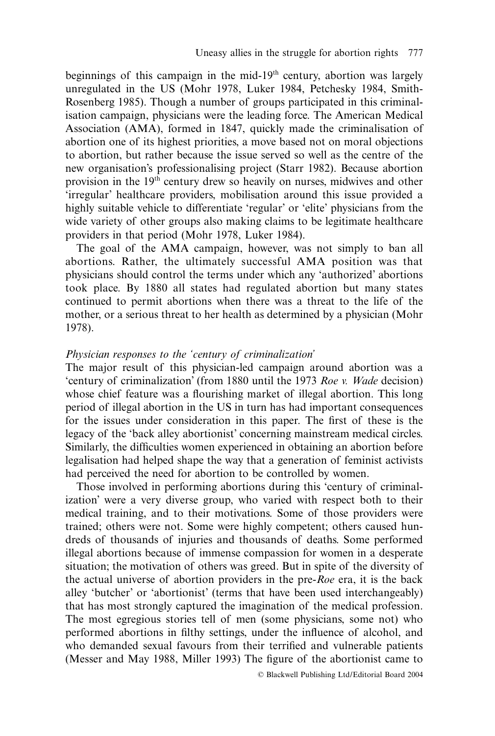beginnings of this campaign in the mid-19th century, abortion was largely unregulated in the US (Mohr 1978, Luker 1984, Petchesky 1984, Smith-Rosenberg 1985). Though a number of groups participated in this criminalisation campaign, physicians were the leading force. The American Medical Association (AMA), formed in 1847, quickly made the criminalisation of abortion one of its highest priorities, a move based not on moral objections to abortion, but rather because the issue served so well as the centre of the new organisation's professionalising project (Starr 1982). Because abortion provision in the 19th century drew so heavily on nurses, midwives and other 'irregular' healthcare providers, mobilisation around this issue provided a highly suitable vehicle to differentiate 'regular' or 'elite' physicians from the wide variety of other groups also making claims to be legitimate healthcare providers in that period (Mohr 1978, Luker 1984).

The goal of the AMA campaign, however, was not simply to ban all abortions. Rather, the ultimately successful AMA position was that physicians should control the terms under which any 'authorized' abortions took place. By 1880 all states had regulated abortion but many states continued to permit abortions when there was a threat to the life of the mother, or a serious threat to her health as determined by a physician (Mohr 1978).

*Physician responses to the 'century of criminalization'*

The major result of this physician-led campaign around abortion was a 'century of criminalization' (from 1880 until the 1973 *Roe v. Wade* decision) whose chief feature was a flourishing market of illegal abortion. This long period of illegal abortion in the US in turn has had important consequences for the issues under consideration in this paper. The first of these is the legacy of the 'back alley abortionist' concerning mainstream medical circles. Similarly, the difficulties women experienced in obtaining an abortion before legalisation had helped shape the way that a generation of feminist activists had perceived the need for abortion to be controlled by women.

Those involved in performing abortions during this 'century of criminalization' were a very diverse group, who varied with respect both to their medical training, and to their motivations. Some of those providers were trained; others were not. Some were highly competent; others caused hundreds of thousands of injuries and thousands of deaths. Some performed illegal abortions because of immense compassion for women in a desperate situation; the motivation of others was greed. But in spite of the diversity of the actual universe of abortion providers in the pre-*Roe* era, it is the back alley 'butcher' or 'abortionist' (terms that have been used interchangeably) that has most strongly captured the imagination of the medical profession. The most egregious stories tell of men (some physicians, some not) who performed abortions in filthy settings, under the influence of alcohol, and who demanded sexual favours from their terrified and vulnerable patients (Messer and May 1988, Miller 1993) The figure of the abortionist came to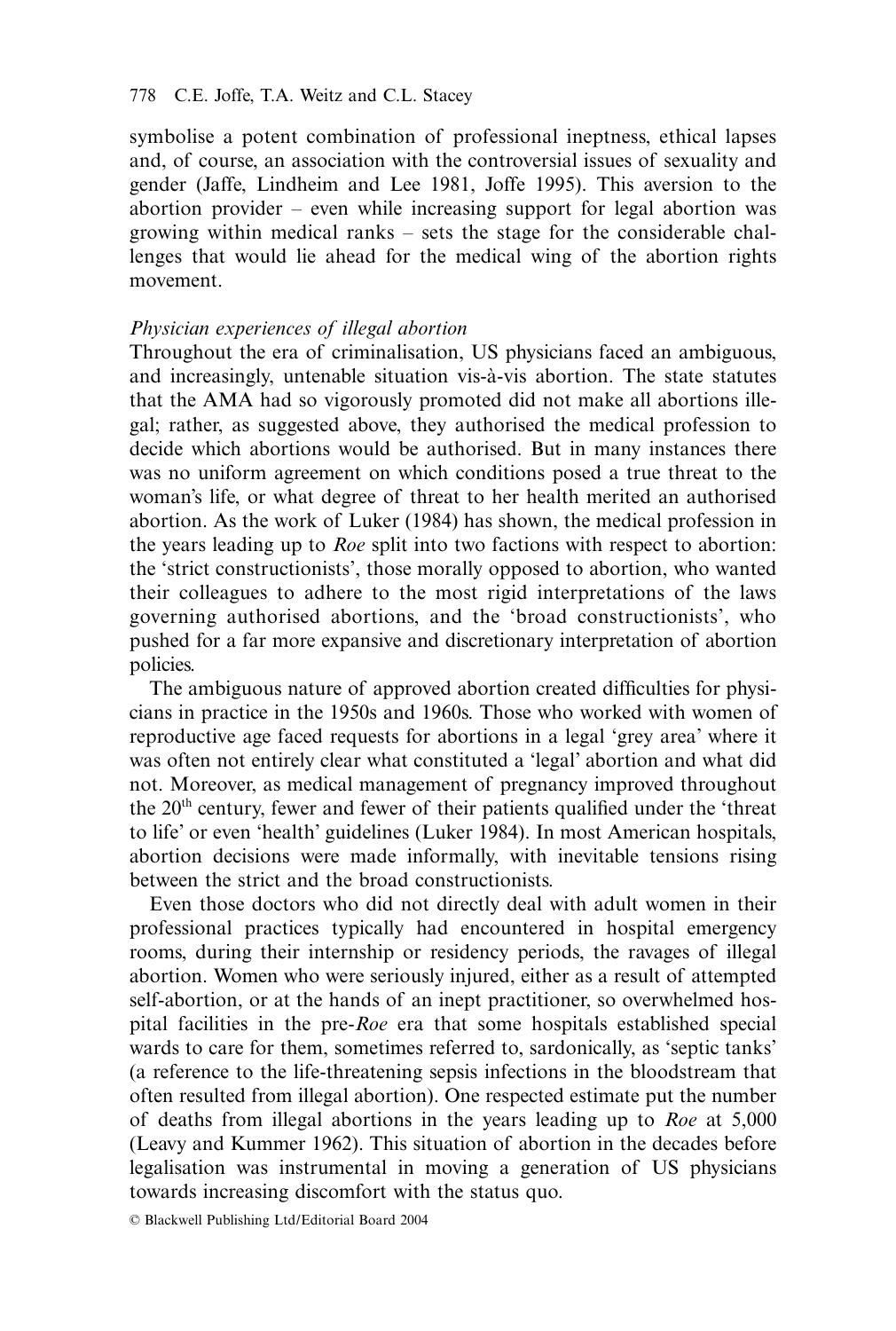symbolise a potent combination of professional ineptness, ethical lapses and, of course, an association with the controversial issues of sexuality and gender (Jaffe, Lindheim and Lee 1981, Joffe 1995). This aversion to the abortion provider – even while increasing support for legal abortion was growing within medical ranks – sets the stage for the considerable challenges that would lie ahead for the medical wing of the abortion rights movement.

### *Physician experiences of illegal abortion*

Throughout the era of criminalisation, US physicians faced an ambiguous, and increasingly, untenable situation vis-à-vis abortion. The state statutes that the AMA had so vigorously promoted did not make all abortions illegal; rather, as suggested above, they authorised the medical profession to decide which abortions would be authorised. But in many instances there was no uniform agreement on which conditions posed a true threat to the woman's life, or what degree of threat to her health merited an authorised abortion. As the work of Luker (1984) has shown, the medical profession in the years leading up to *Roe* split into two factions with respect to abortion: the 'strict constructionists', those morally opposed to abortion, who wanted their colleagues to adhere to the most rigid interpretations of the laws governing authorised abortions, and the 'broad constructionists', who pushed for a far more expansive and discretionary interpretation of abortion policies.

The ambiguous nature of approved abortion created difficulties for physicians in practice in the 1950s and 1960s. Those who worked with women of reproductive age faced requests for abortions in a legal 'grey area' where it was often not entirely clear what constituted a 'legal' abortion and what did not. Moreover, as medical management of pregnancy improved throughout the 20th century, fewer and fewer of their patients qualified under the 'threat to life' or even 'health' guidelines (Luker 1984). In most American hospitals, abortion decisions were made informally, with inevitable tensions rising between the strict and the broad constructionists.

Even those doctors who did not directly deal with adult women in their professional practices typically had encountered in hospital emergency rooms, during their internship or residency periods, the ravages of illegal abortion. Women who were seriously injured, either as a result of attempted self-abortion, or at the hands of an inept practitioner, so overwhelmed hospital facilities in the pre-*Roe* era that some hospitals established special wards to care for them, sometimes referred to, sardonically, as 'septic tanks' (a reference to the life-threatening sepsis infections in the bloodstream that often resulted from illegal abortion). One respected estimate put the number of deaths from illegal abortions in the years leading up to *Roe* at 5,000 (Leavy and Kummer 1962). This situation of abortion in the decades before legalisation was instrumental in moving a generation of US physicians towards increasing discomfort with the status quo.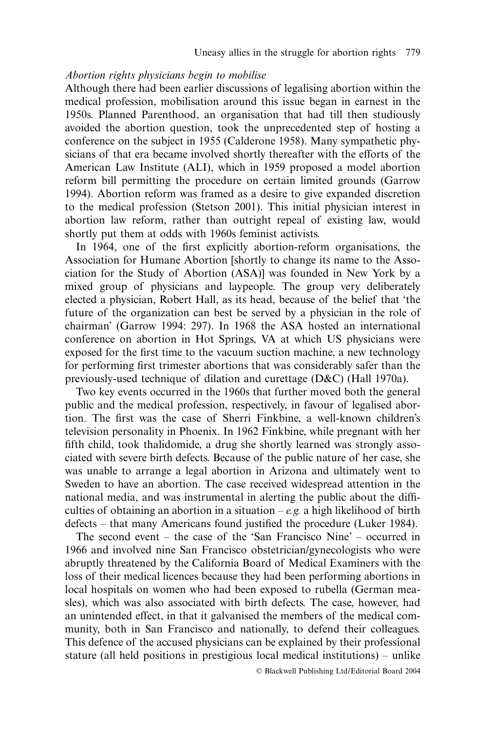*Abortion rights physicians begin to mobilise*

Although there had been earlier discussions of legalising abortion within the medical profession, mobilisation around this issue began in earnest in the 1950s. Planned Parenthood, an organisation that had till then studiously avoided the abortion question, took the unprecedented step of hosting a conference on the subject in 1955 (Calderone 1958). Many sympathetic physicians of that era became involved shortly thereafter with the efforts of the American Law Institute (ALI), which in 1959 proposed a model abortion reform bill permitting the procedure on certain limited grounds (Garrow 1994). Abortion reform was framed as a desire to give expanded discretion to the medical profession (Stetson 2001). This initial physician interest in abortion law reform, rather than outright repeal of existing law, would shortly put them at odds with 1960s feminist activists.

In 1964, one of the first explicitly abortion-reform organisations, the Association for Humane Abortion [shortly to change its name to the Association for the Study of Abortion (ASA)] was founded in New York by a mixed group of physicians and laypeople. The group very deliberately elected a physician, Robert Hall, as its head, because of the belief that 'the future of the organization can best be served by a physician in the role of chairman' (Garrow 1994: 297). In 1968 the ASA hosted an international conference on abortion in Hot Springs, VA at which US physicians were exposed for the first time to the vacuum suction machine, a new technology for performing first trimester abortions that was considerably safer than the previously-used technique of dilation and curettage (D&C) (Hall 1970a).

Two key events occurred in the 1960s that further moved both the general public and the medical profession, respectively, in favour of legalised abortion. The first was the case of Sherri Finkbine, a well-known children's television personality in Phoenix. In 1962 Finkbine, while pregnant with her fifth child, took thalidomide, a drug she shortly learned was strongly associated with severe birth defects. Because of the public nature of her case, she was unable to arrange a legal abortion in Arizona and ultimately went to Sweden to have an abortion. The case received widespread attention in the national media, and was instrumental in alerting the public about the difficulties of obtaining an abortion in a situation – *e.g.* a high likelihood of birth defects – that many Americans found justified the procedure (Luker 1984).

The second event – the case of the 'San Francisco Nine' – occurred in 1966 and involved nine San Francisco obstetrician/gynecologists who were abruptly threatened by the California Board of Medical Examiners with the loss of their medical licences because they had been performing abortions in local hospitals on women who had been exposed to rubella (German measles), which was also associated with birth defects. The case, however, had an unintended effect, in that it galvanised the members of the medical community, both in San Francisco and nationally, to defend their colleagues. This defence of the accused physicians can be explained by their professional stature (all held positions in prestigious local medical institutions) – unlike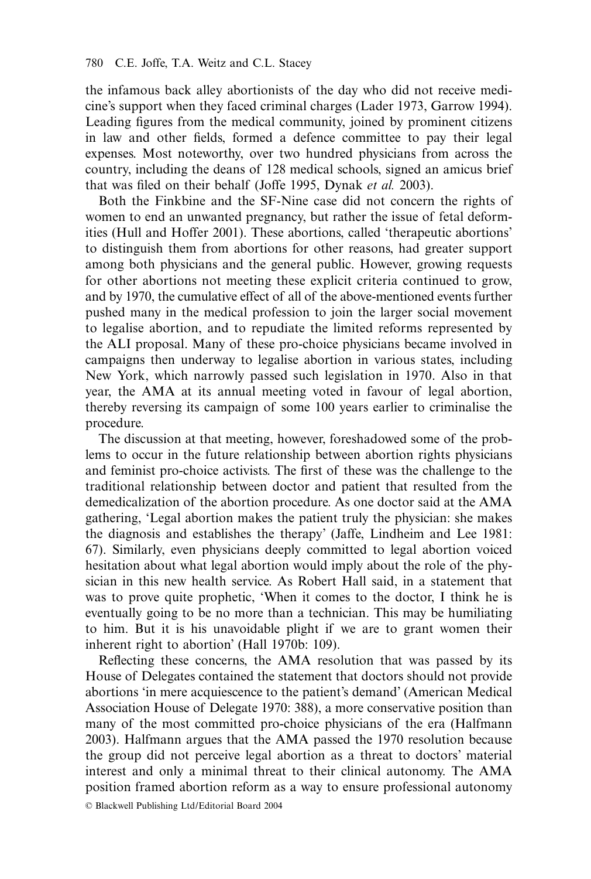the infamous back alley abortionists of the day who did not receive medicine's support when they faced criminal charges (Lader 1973, Garrow 1994). Leading figures from the medical community, joined by prominent citizens in law and other fields, formed a defence committee to pay their legal expenses. Most noteworthy, over two hundred physicians from across the country, including the deans of 128 medical schools, signed an amicus brief that was filed on their behalf (Joffe 1995, Dynak *et al.* 2003).

Both the Finkbine and the SF-Nine case did not concern the rights of women to end an unwanted pregnancy, but rather the issue of fetal deformities (Hull and Hoffer 2001). These abortions, called 'therapeutic abortions' to distinguish them from abortions for other reasons, had greater support among both physicians and the general public. However, growing requests for other abortions not meeting these explicit criteria continued to grow, and by 1970, the cumulative effect of all of the above-mentioned events further pushed many in the medical profession to join the larger social movement to legalise abortion, and to repudiate the limited reforms represented by the ALI proposal. Many of these pro-choice physicians became involved in campaigns then underway to legalise abortion in various states, including New York, which narrowly passed such legislation in 1970. Also in that year, the AMA at its annual meeting voted in favour of legal abortion, thereby reversing its campaign of some 100 years earlier to criminalise the procedure.

The discussion at that meeting, however, foreshadowed some of the problems to occur in the future relationship between abortion rights physicians and feminist pro-choice activists. The first of these was the challenge to the traditional relationship between doctor and patient that resulted from the demedicalization of the abortion procedure. As one doctor said at the AMA gathering, 'Legal abortion makes the patient truly the physician: she makes the diagnosis and establishes the therapy' (Jaffe, Lindheim and Lee 1981: 67). Similarly, even physicians deeply committed to legal abortion voiced hesitation about what legal abortion would imply about the role of the physician in this new health service. As Robert Hall said, in a statement that was to prove quite prophetic, 'When it comes to the doctor, I think he is eventually going to be no more than a technician. This may be humiliating to him. But it is his unavoidable plight if we are to grant women their inherent right to abortion' (Hall 1970b: 109).

Reflecting these concerns, the AMA resolution that was passed by its House of Delegates contained the statement that doctors should not provide abortions 'in mere acquiescence to the patient's demand' (American Medical Association House of Delegate 1970: 388), a more conservative position than many of the most committed pro-choice physicians of the era (Halfmann 2003). Halfmann argues that the AMA passed the 1970 resolution because the group did not perceive legal abortion as a threat to doctors' material interest and only a minimal threat to their clinical autonomy. The AMA position framed abortion reform as a way to ensure professional autonomy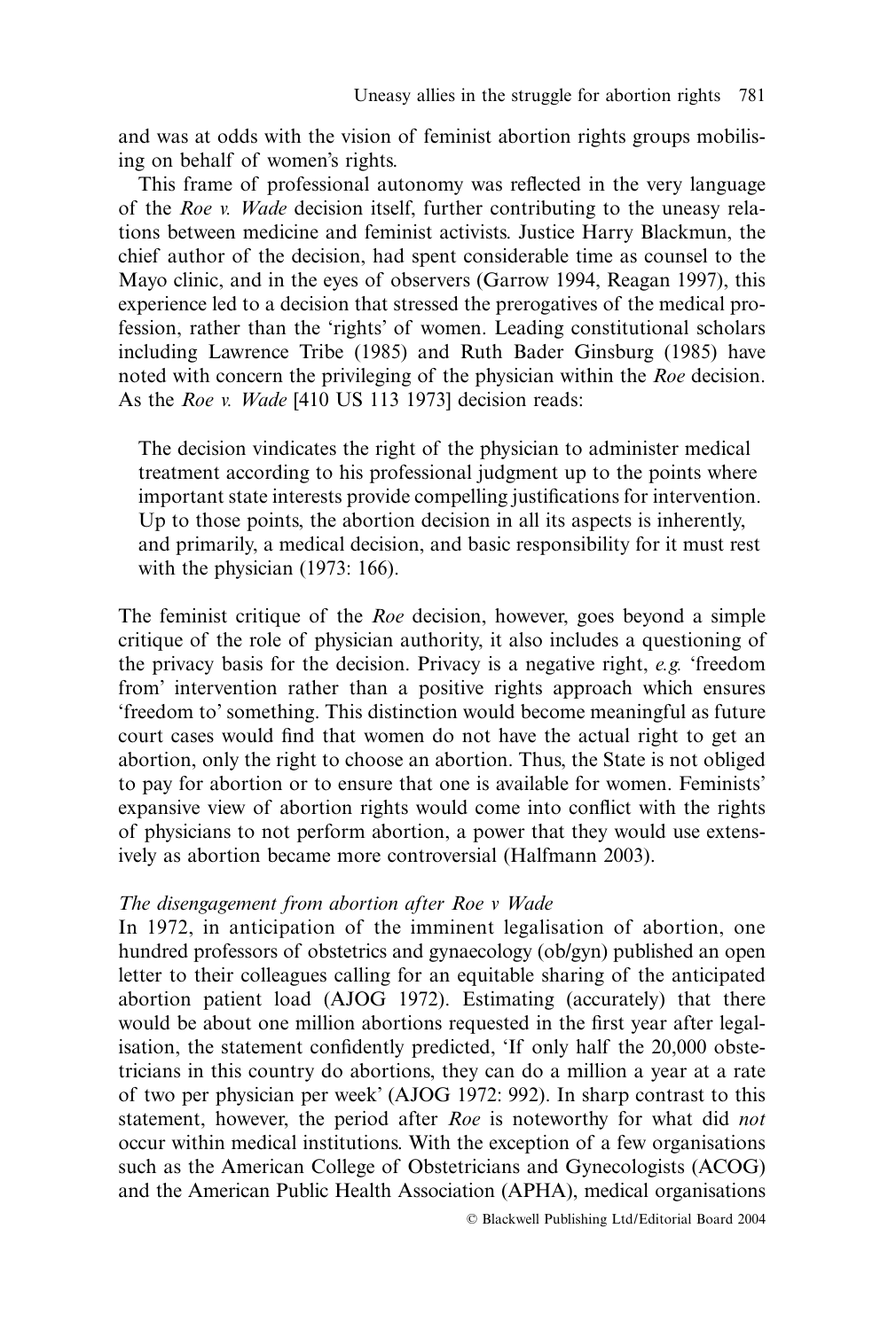and was at odds with the vision of feminist abortion rights groups mobilising on behalf of women's rights.

This frame of professional autonomy was reflected in the very language of the *Roe v. Wade* decision itself, further contributing to the uneasy relations between medicine and feminist activists. Justice Harry Blackmun, the chief author of the decision, had spent considerable time as counsel to the Mayo clinic, and in the eyes of observers (Garrow 1994, Reagan 1997), this experience led to a decision that stressed the prerogatives of the medical profession, rather than the 'rights' of women. Leading constitutional scholars including Lawrence Tribe (1985) and Ruth Bader Ginsburg (1985) have noted with concern the privileging of the physician within the *Roe* decision. As the *Roe v. Wade* [410 US 113 1973] decision reads:

> The decision vindicates the right of the physician to administer medical treatment according to his professional judgment up to the points where important state interests provide compelling justifications for intervention. Up to those points, the abortion decision in all its aspects is inherently, and primarily, a medical decision, and basic responsibility for it must rest with the physician (1973: 166).

The feminist critique of the *Roe* decision, however, goes beyond a simple critique of the role of physician authority, it also includes a questioning of the privacy basis for the decision. Privacy is a negative right, *e.g.* 'freedom from' intervention rather than a positive rights approach which ensures 'freedom to' something. This distinction would become meaningful as future court cases would find that women do not have the actual right to get an abortion, only the right to choose an abortion. Thus, the State is not obliged to pay for abortion or to ensure that one is available for women. Feminists' expansive view of abortion rights would come into conflict with the rights of physicians to not perform abortion, a power that they would use extensively as abortion became more controversial (Halfmann 2003).

*The disengagement from abortion after Roe v Wade*

In 1972, in anticipation of the imminent legalisation of abortion, one hundred professors of obstetrics and gynaecology (ob/gyn) published an open letter to their colleagues calling for an equitable sharing of the anticipated abortion patient load (AJOG 1972). Estimating (accurately) that there would be about one million abortions requested in the first year after legalisation, the statement confidently predicted, 'If only half the 20,000 obstetricians in this country do abortions, they can do a million a year at a rate of two per physician per week' (AJOG 1972: 992). In sharp contrast to this statement, however, the period after *Roe* is noteworthy for what did *not* occur within medical institutions. With the exception of a few organisations such as the American College of Obstetricians and Gynecologists (ACOG) and the American Public Health Association (APHA), medical organisations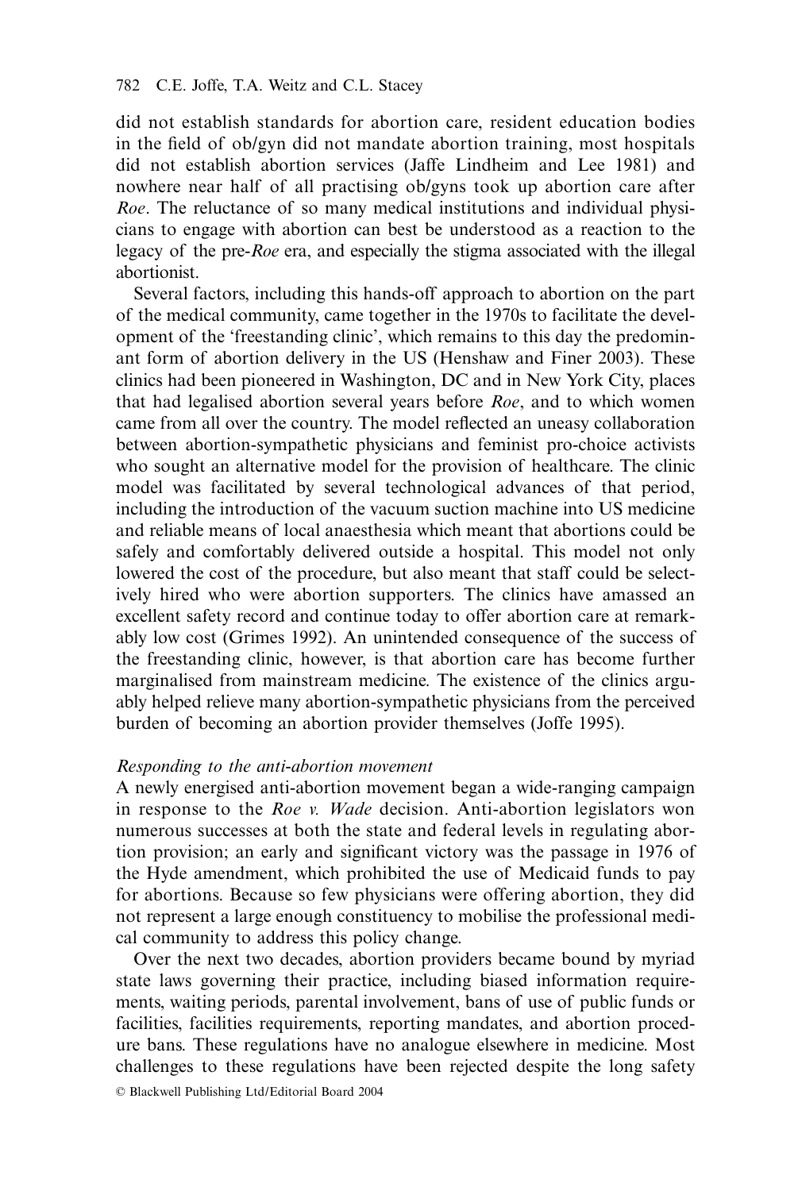did not establish standards for abortion care, resident education bodies in the field of ob/gyn did not mandate abortion training, most hospitals did not establish abortion services (Jaffe Lindheim and Lee 1981) and nowhere near half of all practising ob/gyns took up abortion care after *Roe*. The reluctance of so many medical institutions and individual physicians to engage with abortion can best be understood as a reaction to the legacy of the pre-*Roe* era, and especially the stigma associated with the illegal abortionist.

Several factors, including this hands-off approach to abortion on the part of the medical community, came together in the 1970s to facilitate the development of the 'freestanding clinic', which remains to this day the predominant form of abortion delivery in the US (Henshaw and Finer 2003). These clinics had been pioneered in Washington, DC and in New York City, places that had legalised abortion several years before *Roe*, and to which women came from all over the country. The model reflected an uneasy collaboration between abortion-sympathetic physicians and feminist pro-choice activists who sought an alternative model for the provision of healthcare. The clinic model was facilitated by several technological advances of that period, including the introduction of the vacuum suction machine into US medicine and reliable means of local anaesthesia which meant that abortions could be safely and comfortably delivered outside a hospital. This model not only lowered the cost of the procedure, but also meant that staff could be selectively hired who were abortion supporters. The clinics have amassed an excellent safety record and continue today to offer abortion care at remarkably low cost (Grimes 1992). An unintended consequence of the success of the freestanding clinic, however, is that abortion care has become further marginalised from mainstream medicine. The existence of the clinics arguably helped relieve many abortion-sympathetic physicians from the perceived burden of becoming an abortion provider themselves (Joffe 1995).

### *Responding to the anti-abortion movement*

A newly energised anti-abortion movement began a wide-ranging campaign in response to the *Roe v. Wade* decision. Anti-abortion legislators won numerous successes at both the state and federal levels in regulating abortion provision; an early and significant victory was the passage in 1976 of the Hyde amendment, which prohibited the use of Medicaid funds to pay for abortions. Because so few physicians were offering abortion, they did not represent a large enough constituency to mobilise the professional medical community to address this policy change.

Over the next two decades, abortion providers became bound by myriad state laws governing their practice, including biased information requirements, waiting periods, parental involvement, bans of use of public funds or facilities, facilities requirements, reporting mandates, and abortion procedure bans. These regulations have no analogue elsewhere in medicine. Most challenges to these regulations have been rejected despite the long safety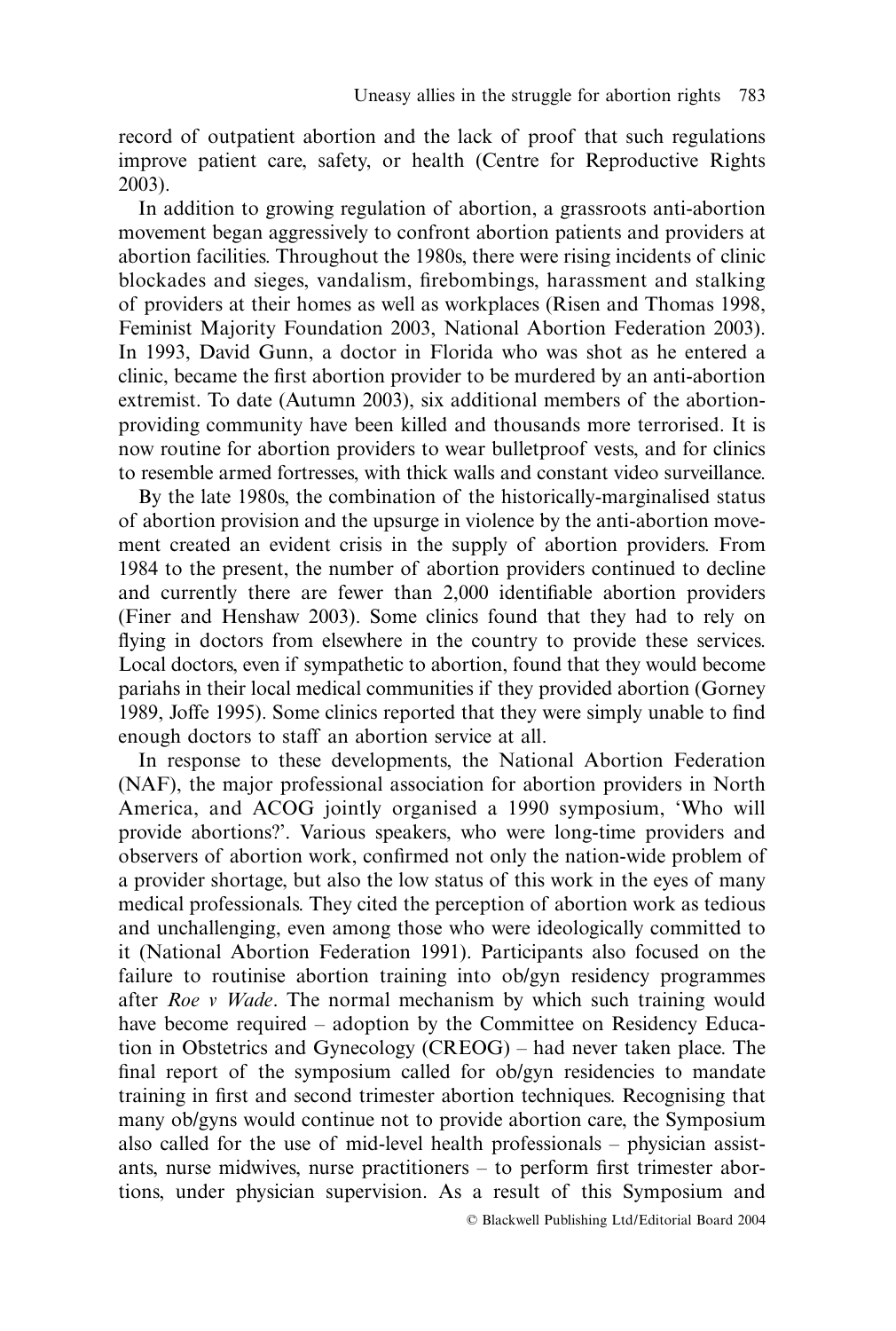record of outpatient abortion and the lack of proof that such regulations improve patient care, safety, or health (Centre for Reproductive Rights 2003).

In addition to growing regulation of abortion, a grassroots anti-abortion movement began aggressively to confront abortion patients and providers at abortion facilities. Throughout the 1980s, there were rising incidents of clinic blockades and sieges, vandalism, firebombings, harassment and stalking of providers at their homes as well as workplaces (Risen and Thomas 1998, Feminist Majority Foundation 2003, National Abortion Federation 2003). In 1993, David Gunn, a doctor in Florida who was shot as he entered a clinic, became the first abortion provider to be murdered by an anti-abortion extremist. To date (Autumn 2003), six additional members of the abortion-providing community have been killed and thousands more terrorised. It is now routine for abortion providers to wear bulletproof vests, and for clinics to resemble armed fortresses, with thick walls and constant video surveillance.

By the late 1980s, the combination of the historically-marginalised status of abortion provision and the upsurge in violence by the anti-abortion movement created an evident crisis in the supply of abortion providers. From 1984 to the present, the number of abortion providers continued to decline and currently there are fewer than 2,000 identifiable abortion providers (Finer and Henshaw 2003). Some clinics found that they had to rely on flying in doctors from elsewhere in the country to provide these services. Local doctors, even if sympathetic to abortion, found that they would become pariahs in their local medical communities if they provided abortion (Gorney 1989, Joffe 1995). Some clinics reported that they were simply unable to find enough doctors to staff an abortion service at all.

In response to these developments, the National Abortion Federation (NAF), the major professional association for abortion providers in North America, and ACOG jointly organised a 1990 symposium, 'Who will provide abortions?'. Various speakers, who were long-time providers and observers of abortion work, confirmed not only the nation-wide problem of a provider shortage, but also the low status of this work in the eyes of many medical professionals. They cited the perception of abortion work as tedious and unchallenging, even among those who were ideologically committed to it (National Abortion Federation 1991). Participants also focused on the failure to routinise abortion training into ob/gyn residency programmes after *Roe v Wade*. The normal mechanism by which such training would have become required – adoption by the Committee on Residency Education in Obstetrics and Gynecology (CREOG) – had never taken place. The final report of the symposium called for ob/gyn residencies to mandate training in first and second trimester abortion techniques. Recognising that many ob/gyns would continue not to provide abortion care, the Symposium also called for the use of mid-level health professionals – physician assistants, nurse midwives, nurse practitioners – to perform first trimester abortions, under physician supervision. As a result of this Symposium and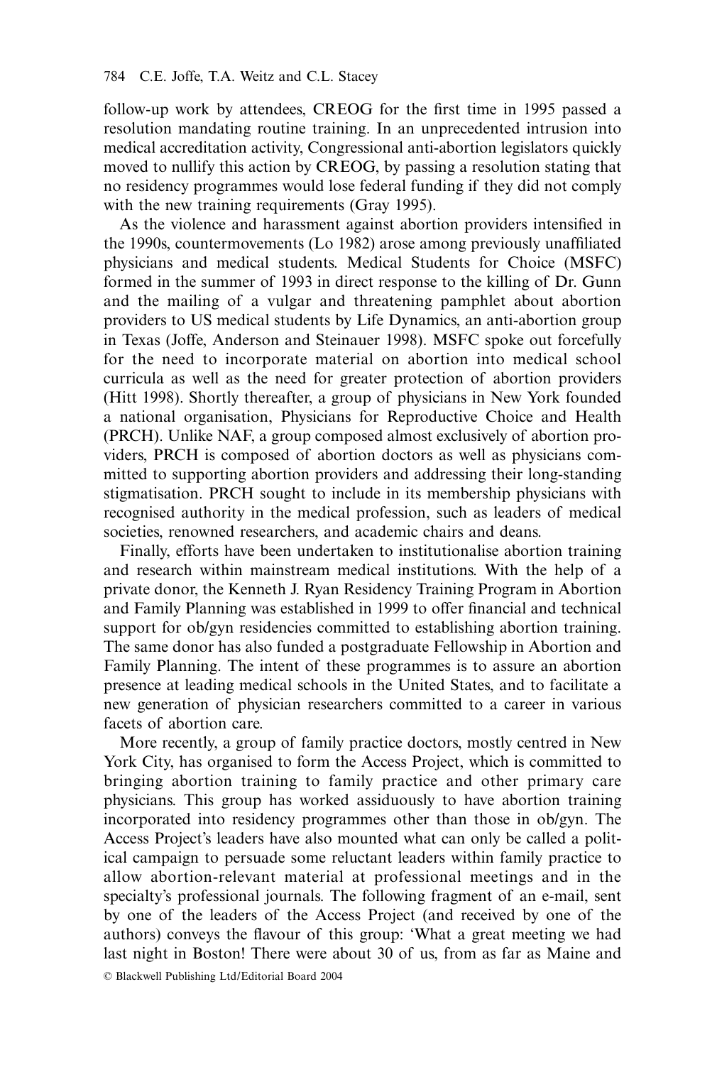follow-up work by attendees, CREOG for the first time in 1995 passed a resolution mandating routine training. In an unprecedented intrusion into medical accreditation activity, Congressional anti-abortion legislators quickly moved to nullify this action by CREOG, by passing a resolution stating that no residency programmes would lose federal funding if they did not comply with the new training requirements (Gray 1995).

As the violence and harassment against abortion providers intensified in the 1990s, countermovements (Lo 1982) arose among previously unaffiliated physicians and medical students. Medical Students for Choice (MSFC) formed in the summer of 1993 in direct response to the killing of Dr. Gunn and the mailing of a vulgar and threatening pamphlet about abortion providers to US medical students by Life Dynamics, an anti-abortion group in Texas (Joffe, Anderson and Steinauer 1998). MSFC spoke out forcefully for the need to incorporate material on abortion into medical school curricula as well as the need for greater protection of abortion providers (Hitt 1998). Shortly thereafter, a group of physicians in New York founded a national organisation, Physicians for Reproductive Choice and Health (PRCH). Unlike NAF, a group composed almost exclusively of abortion providers, PRCH is composed of abortion doctors as well as physicians committed to supporting abortion providers and addressing their long-standing stigmatisation. PRCH sought to include in its membership physicians with recognised authority in the medical profession, such as leaders of medical societies, renowned researchers, and academic chairs and deans.

Finally, efforts have been undertaken to institutionalise abortion training and research within mainstream medical institutions. With the help of a private donor, the Kenneth J. Ryan Residency Training Program in Abortion and Family Planning was established in 1999 to offer financial and technical support for ob/gyn residencies committed to establishing abortion training. The same donor has also funded a postgraduate Fellowship in Abortion and Family Planning. The intent of these programmes is to assure an abortion presence at leading medical schools in the United States, and to facilitate a new generation of physician researchers committed to a career in various facets of abortion care.

More recently, a group of family practice doctors, mostly centred in New York City, has organised to form the Access Project, which is committed to bringing abortion training to family practice and other primary care physicians. This group has worked assiduously to have abortion training incorporated into residency programmes other than those in ob/gyn. The Access Project's leaders have also mounted what can only be called a political campaign to persuade some reluctant leaders within family practice to allow abortion-relevant material at professional meetings and in the specialty's professional journals. The following fragment of an e-mail, sent by one of the leaders of the Access Project (and received by one of the authors) conveys the flavour of this group: 'What a great meeting we had last night in Boston! There were about 30 of us, from as far as Maine and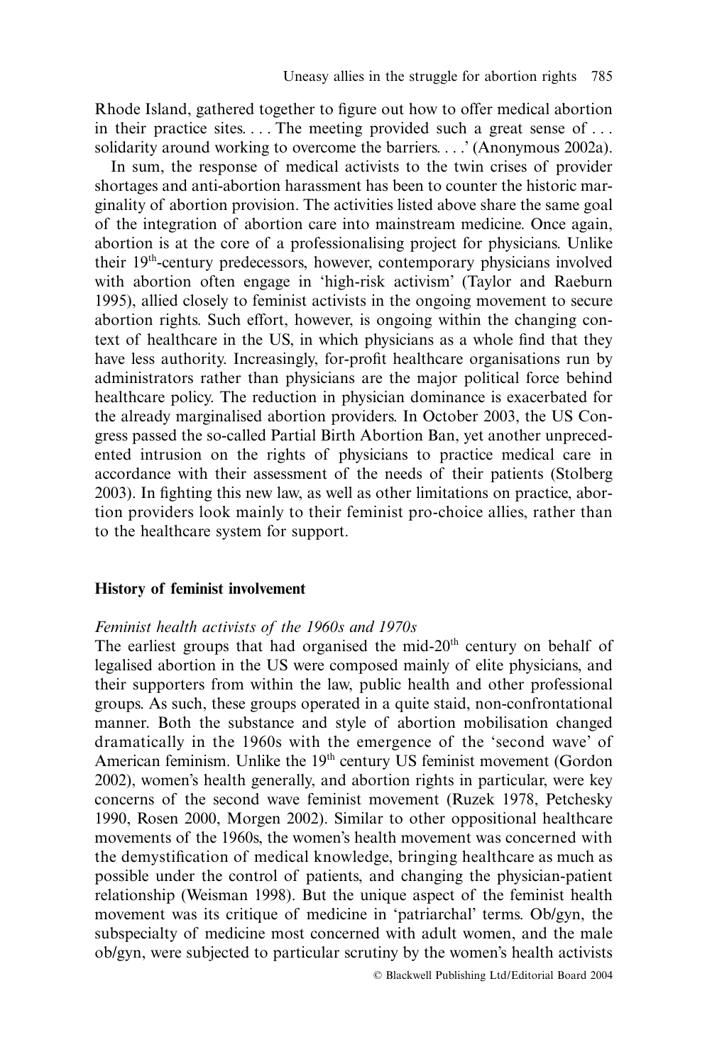Rhode Island, gathered together to figure out how to offer medical abortion in their practice sites. . . . The meeting provided such a great sense of . . . solidarity around working to overcome the barriers. . . .' (Anonymous 2002a).

In sum, the response of medical activists to the twin crises of provider shortages and anti-abortion harassment has been to counter the historic marginality of abortion provision. The activities listed above share the same goal of the integration of abortion care into mainstream medicine. Once again, abortion is at the core of a professionalising project for physicians. Unlike their 19th-century predecessors, however, contemporary physicians involved with abortion often engage in 'high-risk activism' (Taylor and Raeburn 1995), allied closely to feminist activists in the ongoing movement to secure abortion rights. Such effort, however, is ongoing within the changing context of healthcare in the US, in which physicians as a whole find that they have less authority. Increasingly, for-profit healthcare organisations run by administrators rather than physicians are the major political force behind healthcare policy. The reduction in physician dominance is exacerbated for the already marginalised abortion providers. In October 2003, the US Congress passed the so-called Partial Birth Abortion Ban, yet another unprecedented intrusion on the rights of physicians to practice medical care in accordance with their assessment of the needs of their patients (Stolberg 2003). In fighting this new law, as well as other limitations on practice, abortion providers look mainly to their feminist pro-choice allies, rather than to the healthcare system for support.

## History of feminist involvement

### *Feminist health activists of the 1960s and 1970s*

The earliest groups that had organised the mid-20th century on behalf of legalised abortion in the US were composed mainly of elite physicians, and their supporters from within the law, public health and other professional groups. As such, these groups operated in a quite staid, non-confrontational manner. Both the substance and style of abortion mobilisation changed dramatically in the 1960s with the emergence of the 'second wave' of American feminism. Unlike the 19th century US feminist movement (Gordon 2002), women's health generally, and abortion rights in particular, were key concerns of the second wave feminist movement (Ruzek 1978, Petchesky 1990, Rosen 2000, Morgen 2002). Similar to other oppositional healthcare movements of the 1960s, the women's health movement was concerned with the demystification of medical knowledge, bringing healthcare as much as possible under the control of patients, and changing the physician-patient relationship (Weisman 1998). But the unique aspect of the feminist health movement was its critique of medicine in 'patriarchal' terms. Ob/gyn, the subspecialty of medicine most concerned with adult women, and the male ob/gyn, were subjected to particular scrutiny by the women's health activists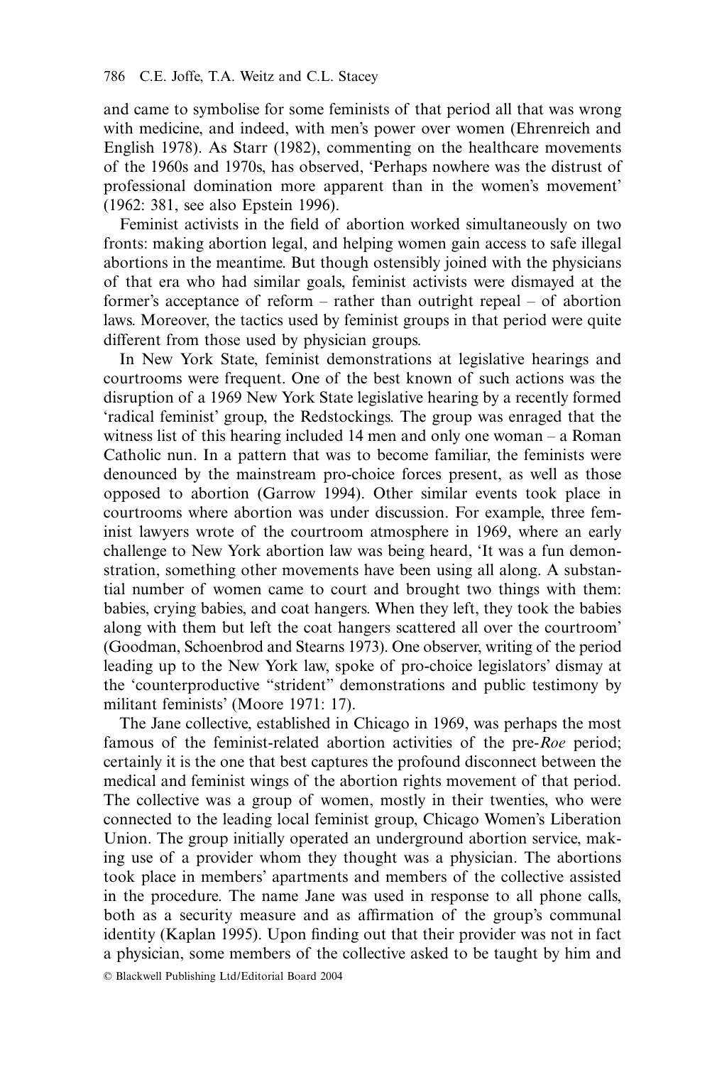and came to symbolise for some feminists of that period all that was wrong with medicine, and indeed, with men's power over women (Ehrenreich and English 1978). As Starr (1982), commenting on the healthcare movements of the 1960s and 1970s, has observed, 'Perhaps nowhere was the distrust of professional domination more apparent than in the women's movement' (1962: 381, see also Epstein 1996).

Feminist activists in the field of abortion worked simultaneously on two fronts: making abortion legal, and helping women gain access to safe illegal abortions in the meantime. But though ostensibly joined with the physicians of that era who had similar goals, feminist activists were dismayed at the former's acceptance of reform – rather than outright repeal – of abortion laws. Moreover, the tactics used by feminist groups in that period were quite different from those used by physician groups.

In New York State, feminist demonstrations at legislative hearings and courtrooms were frequent. One of the best known of such actions was the disruption of a 1969 New York State legislative hearing by a recently formed 'radical feminist' group, the Redstockings. The group was enraged that the witness list of this hearing included 14 men and only one woman – a Roman Catholic nun. In a pattern that was to become familiar, the feminists were denounced by the mainstream pro-choice forces present, as well as those opposed to abortion (Garrow 1994). Other similar events took place in courtrooms where abortion was under discussion. For example, three feminist lawyers wrote of the courtroom atmosphere in 1969, where an early challenge to New York abortion law was being heard, 'It was a fun demonstration, something other movements have been using all along. A substantial number of women came to court and brought two things with them: babies, crying babies, and coat hangers. When they left, they took the babies along with them but left the coat hangers scattered all over the courtroom' (Goodman, Schoenbrod and Stearns 1973). One observer, writing of the period leading up to the New York law, spoke of pro-choice legislators' dismay at the 'counterproductive "strident" demonstrations and public testimony by militant feminists' (Moore 1971: 17).

The Jane collective, established in Chicago in 1969, was perhaps the most famous of the feminist-related abortion activities of the pre-*Roe* period; certainly it is the one that best captures the profound disconnect between the medical and feminist wings of the abortion rights movement of that period. The collective was a group of women, mostly in their twenties, who were connected to the leading local feminist group, Chicago Women's Liberation Union. The group initially operated an underground abortion service, making use of a provider whom they thought was a physician. The abortions took place in members' apartments and members of the collective assisted in the procedure. The name Jane was used in response to all phone calls, both as a security measure and as affirmation of the group's communal identity (Kaplan 1995). Upon finding out that their provider was not in fact a physician, some members of the collective asked to be taught by him and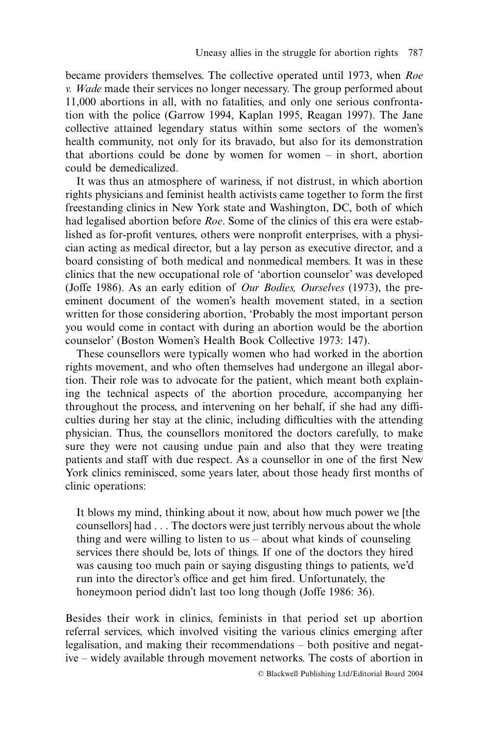became providers themselves. The collective operated until 1973, when *Roe v. Wade* made their services no longer necessary. The group performed about 11,000 abortions in all, with no fatalities, and only one serious confrontation with the police (Garrow 1994, Kaplan 1995, Reagan 1997). The Jane collective attained legendary status within some sectors of the women's health community, not only for its bravado, but also for its demonstration that abortions could be done by women for women – in short, abortion could be demedicalized.

It was thus an atmosphere of wariness, if not distrust, in which abortion rights physicians and feminist health activists came together to form the first freestanding clinics in New York state and Washington, DC, both of which had legalised abortion before *Roe*. Some of the clinics of this era were established as for-profit ventures, others were nonprofit enterprises, with a physician acting as medical director, but a lay person as executive director, and a board consisting of both medical and nonmedical members. It was in these clinics that the new occupational role of 'abortion counselor' was developed (Joffe 1986). As an early edition of *Our Bodies, Ourselves* (1973), the preeminent document of the women's health movement stated, in a section written for those considering abortion, 'Probably the most important person you would come in contact with during an abortion would be the abortion counselor' (Boston Women's Health Book Collective 1973: 147).

These counsellors were typically women who had worked in the abortion rights movement, and who often themselves had undergone an illegal abortion. Their role was to advocate for the patient, which meant both explaining the technical aspects of the abortion procedure, accompanying her throughout the process, and intervening on her behalf, if she had any difficulties during her stay at the clinic, including difficulties with the attending physician. Thus, the counsellors monitored the doctors carefully, to make sure they were not causing undue pain and also that they were treating patients and staff with due respect. As a counsellor in one of the first New York clinics reminisced, some years later, about those heady first months of clinic operations:

> It blows my mind, thinking about it now, about how much power we [the counsellors] had . . . The doctors were just terribly nervous about the whole thing and were willing to listen to us – about what kinds of counseling services there should be, lots of things. If one of the doctors they hired was causing too much pain or saying disgusting things to patients, we'd run into the director's office and get him fired. Unfortunately, the honeymoon period didn't last too long though (Joffe 1986: 36).

Besides their work in clinics, feminists in that period set up abortion referral services, which involved visiting the various clinics emerging after legalisation, and making their recommendations – both positive and negative – widely available through movement networks. The costs of abortion in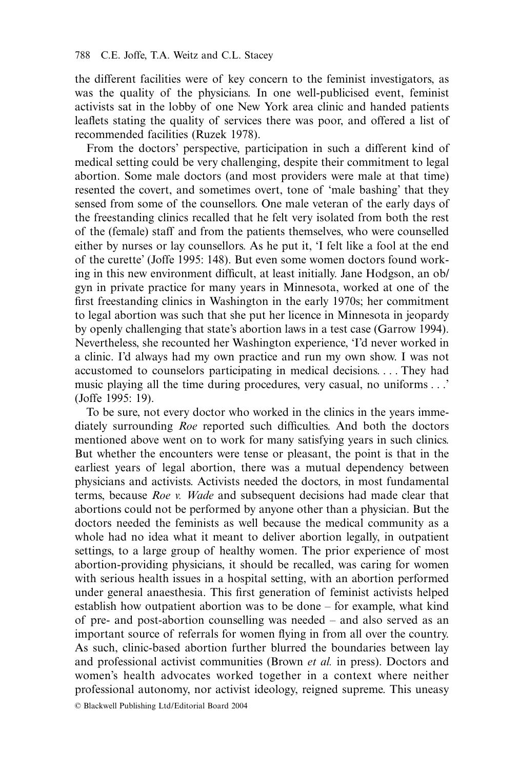the different facilities were of key concern to the feminist investigators, as was the quality of the physicians. In one well-publicised event, feminist activists sat in the lobby of one New York area clinic and handed patients leaflets stating the quality of services there was poor, and offered a list of recommended facilities (Ruzek 1978).

From the doctors' perspective, participation in such a different kind of medical setting could be very challenging, despite their commitment to legal abortion. Some male doctors (and most providers were male at that time) resented the covert, and sometimes overt, tone of 'male bashing' that they sensed from some of the counsellors. One male veteran of the early days of the freestanding clinics recalled that he felt very isolated from both the rest of the (female) staff and from the patients themselves, who were counselled either by nurses or lay counsellors. As he put it, 'I felt like a fool at the end of the curette' (Joffe 1995: 148). But even some women doctors found working in this new environment difficult, at least initially. Jane Hodgson, an ob/gyn in private practice for many years in Minnesota, worked at one of the first freestanding clinics in Washington in the early 1970s; her commitment to legal abortion was such that she put her licence in Minnesota in jeopardy by openly challenging that state's abortion laws in a test case (Garrow 1994). Nevertheless, she recounted her Washington experience, 'I'd never worked in a clinic. I'd always had my own practice and run my own show. I was not accustomed to counselors participating in medical decisions. . . . They had music playing all the time during procedures, very casual, no uniforms . . .' (Joffe 1995: 19).

To be sure, not every doctor who worked in the clinics in the years immediately surrounding *Roe* reported such difficulties. And both the doctors mentioned above went on to work for many satisfying years in such clinics. But whether the encounters were tense or pleasant, the point is that in the earliest years of legal abortion, there was a mutual dependency between physicians and activists. Activists needed the doctors, in most fundamental terms, because *Roe v. Wade* and subsequent decisions had made clear that abortions could not be performed by anyone other than a physician. But the doctors needed the feminists as well because the medical community as a whole had no idea what it meant to deliver abortion legally, in outpatient settings, to a large group of healthy women. The prior experience of most abortion-providing physicians, it should be recalled, was caring for women with serious health issues in a hospital setting, with an abortion performed under general anaesthesia. This first generation of feminist activists helped establish how outpatient abortion was to be done – for example, what kind of pre- and post-abortion counselling was needed – and also served as an important source of referrals for women flying in from all over the country. As such, clinic-based abortion further blurred the boundaries between lay and professional activist communities (Brown *et al.* in press). Doctors and women's health advocates worked together in a context where neither professional autonomy, nor activist ideology, reigned supreme. This uneasy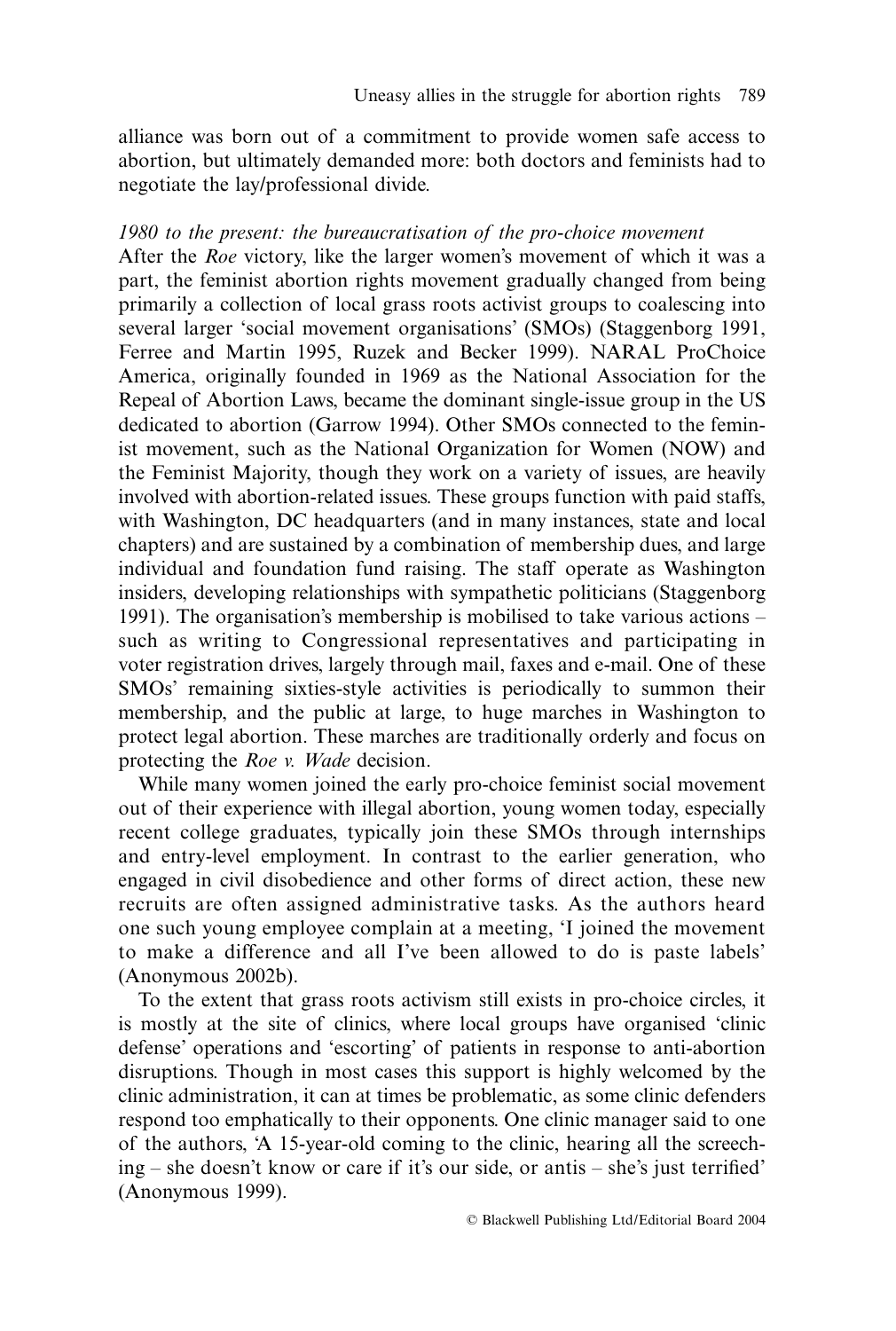alliance was born out of a commitment to provide women safe access to abortion, but ultimately demanded more: both doctors and feminists had to negotiate the lay/professional divide.

*1980 to the present: the bureaucratisation of the pro-choice movement*

After the *Roe* victory, like the larger women's movement of which it was a part, the feminist abortion rights movement gradually changed from being primarily a collection of local grass roots activist groups to coalescing into several larger 'social movement organisations' (SMOs) (Staggenborg 1991, Ferree and Martin 1995, Ruzek and Becker 1999). NARAL ProChoice America, originally founded in 1969 as the National Association for the Repeal of Abortion Laws, became the dominant single-issue group in the US dedicated to abortion (Garrow 1994). Other SMOs connected to the feminist movement, such as the National Organization for Women (NOW) and the Feminist Majority, though they work on a variety of issues, are heavily involved with abortion-related issues. These groups function with paid staffs, with Washington, DC headquarters (and in many instances, state and local chapters) and are sustained by a combination of membership dues, and large individual and foundation fund raising. The staff operate as Washington insiders, developing relationships with sympathetic politicians (Staggenborg 1991). The organisation's membership is mobilised to take various actions – such as writing to Congressional representatives and participating in voter registration drives, largely through mail, faxes and e-mail. One of these SMOs' remaining sixties-style activities is periodically to summon their membership, and the public at large, to huge marches in Washington to protect legal abortion. These marches are traditionally orderly and focus on protecting the *Roe v. Wade* decision.

While many women joined the early pro-choice feminist social movement out of their experience with illegal abortion, young women today, especially recent college graduates, typically join these SMOs through internships and entry-level employment. In contrast to the earlier generation, who engaged in civil disobedience and other forms of direct action, these new recruits are often assigned administrative tasks. As the authors heard one such young employee complain at a meeting, 'I joined the movement to make a difference and all I've been allowed to do is paste labels' (Anonymous 2002b).

To the extent that grass roots activism still exists in pro-choice circles, it is mostly at the site of clinics, where local groups have organised 'clinic defense' operations and 'escorting' of patients in response to anti-abortion disruptions. Though in most cases this support is highly welcomed by the clinic administration, it can at times be problematic, as some clinic defenders respond too emphatically to their opponents. One clinic manager said to one of the authors, 'A 15-year-old coming to the clinic, hearing all the screeching – she doesn't know or care if it's our side, or antis – she's just terrified' (Anonymous 1999).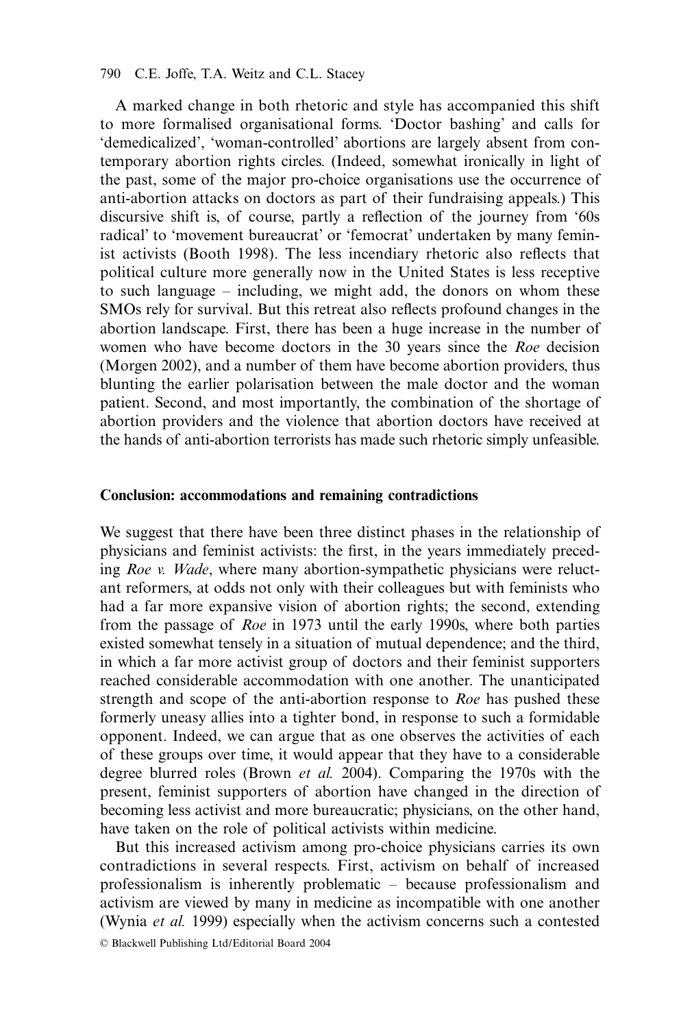A marked change in both rhetoric and style has accompanied this shift to more formalised organisational forms. 'Doctor bashing' and calls for 'demedicalized', 'woman-controlled' abortions are largely absent from contemporary abortion rights circles. (Indeed, somewhat ironically in light of the past, some of the major pro-choice organisations use the occurrence of anti-abortion attacks on doctors as part of their fundraising appeals.) This discursive shift is, of course, partly a reflection of the journey from '60s radical' to 'movement bureaucrat' or 'femocrat' undertaken by many feminist activists (Booth 1998). The less incendiary rhetoric also reflects that political culture more generally now in the United States is less receptive to such language – including, we might add, the donors on whom these SMOs rely for survival. But this retreat also reflects profound changes in the abortion landscape. First, there has been a huge increase in the number of women who have become doctors in the 30 years since the *Roe* decision (Morgen 2002), and a number of them have become abortion providers, thus blunting the earlier polarisation between the male doctor and the woman patient. Second, and most importantly, the combination of the shortage of abortion providers and the violence that abortion doctors have received at the hands of anti-abortion terrorists has made such rhetoric simply unfeasible.

## Conclusion: accommodations and remaining contradictions

We suggest that there have been three distinct phases in the relationship of physicians and feminist activists: the first, in the years immediately preceding *Roe v. Wade*, where many abortion-sympathetic physicians were reluctant reformers, at odds not only with their colleagues but with feminists who had a far more expansive vision of abortion rights; the second, extending from the passage of *Roe* in 1973 until the early 1990s, where both parties existed somewhat tensely in a situation of mutual dependence; and the third, in which a far more activist group of doctors and their feminist supporters reached considerable accommodation with one another. The unanticipated strength and scope of the anti-abortion response to *Roe* has pushed these formerly uneasy allies into a tighter bond, in response to such a formidable opponent. Indeed, we can argue that as one observes the activities of each of these groups over time, it would appear that they have to a considerable degree blurred roles (Brown *et al.* 2004). Comparing the 1970s with the present, feminist supporters of abortion have changed in the direction of becoming less activist and more bureaucratic; physicians, on the other hand, have taken on the role of political activists within medicine.

But this increased activism among pro-choice physicians carries its own contradictions in several respects. First, activism on behalf of increased professionalism is inherently problematic – because professionalism and activism are viewed by many in medicine as incompatible with one another (Wynia *et al.* 1999) especially when the activism concerns such a contested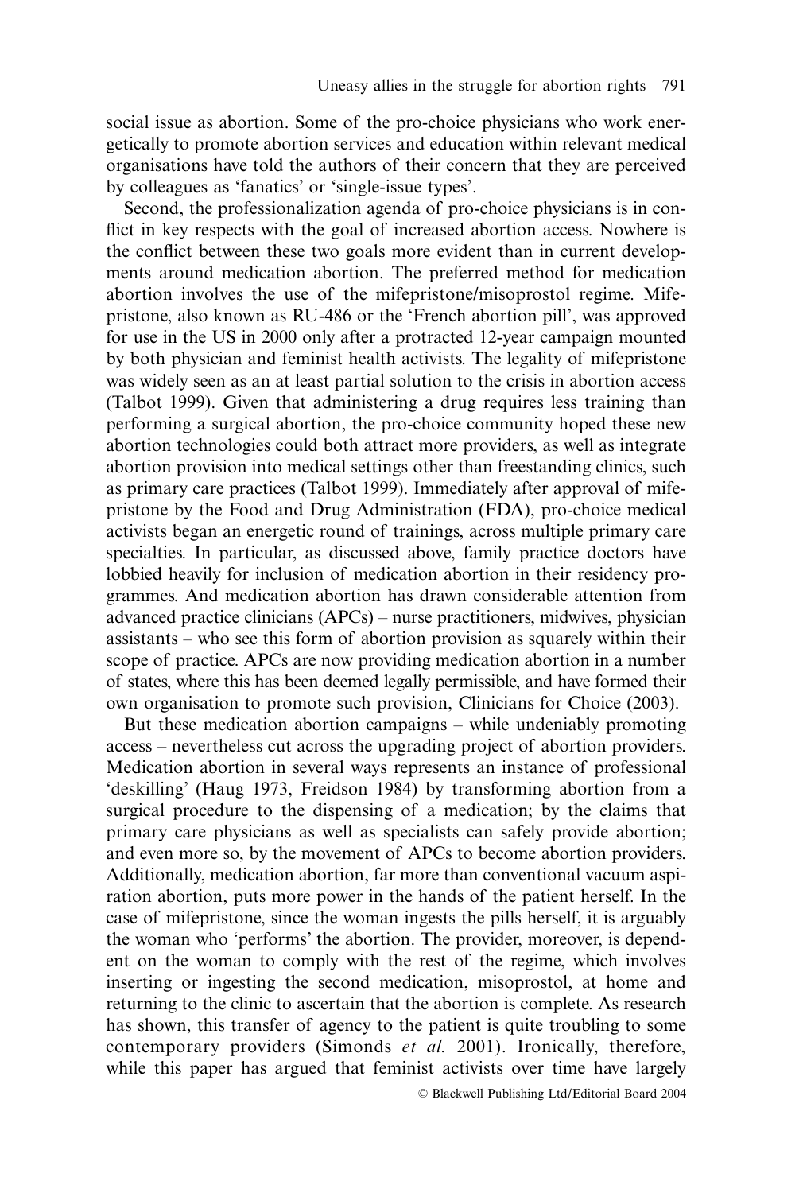social issue as abortion. Some of the pro-choice physicians who work energetically to promote abortion services and education within relevant medical organisations have told the authors of their concern that they are perceived by colleagues as 'fanatics' or 'single-issue types'.

Second, the professionalization agenda of pro-choice physicians is in conflict in key respects with the goal of increased abortion access. Nowhere is the conflict between these two goals more evident than in current developments around medication abortion. The preferred method for medication abortion involves the use of the mifepristone/misoprostol regime. Mifepristone, also known as RU-486 or the 'French abortion pill', was approved for use in the US in 2000 only after a protracted 12-year campaign mounted by both physician and feminist health activists. The legality of mifepristone was widely seen as an at least partial solution to the crisis in abortion access (Talbot 1999). Given that administering a drug requires less training than performing a surgical abortion, the pro-choice community hoped these new abortion technologies could both attract more providers, as well as integrate abortion provision into medical settings other than freestanding clinics, such as primary care practices (Talbot 1999). Immediately after approval of mifepristone by the Food and Drug Administration (FDA), pro-choice medical activists began an energetic round of trainings, across multiple primary care specialties. In particular, as discussed above, family practice doctors have lobbied heavily for inclusion of medication abortion in their residency programmes. And medication abortion has drawn considerable attention from advanced practice clinicians (APCs) – nurse practitioners, midwives, physician assistants – who see this form of abortion provision as squarely within their scope of practice. APCs are now providing medication abortion in a number of states, where this has been deemed legally permissible, and have formed their own organisation to promote such provision, Clinicians for Choice (2003).

But these medication abortion campaigns – while undeniably promoting access – nevertheless cut across the upgrading project of abortion providers. Medication abortion in several ways represents an instance of professional 'deskilling' (Haug 1973, Freidson 1984) by transforming abortion from a surgical procedure to the dispensing of a medication; by the claims that primary care physicians as well as specialists can safely provide abortion; and even more so, by the movement of APCs to become abortion providers. Additionally, medication abortion, far more than conventional vacuum aspiration abortion, puts more power in the hands of the patient herself. In the case of mifepristone, since the woman ingests the pills herself, it is arguably the woman who 'performs' the abortion. The provider, moreover, is dependent on the woman to comply with the rest of the regime, which involves inserting or ingesting the second medication, misoprostol, at home and returning to the clinic to ascertain that the abortion is complete. As research has shown, this transfer of agency to the patient is quite troubling to some contemporary providers (Simonds *et al.* 2001). Ironically, therefore, while this paper has argued that feminist activists over time have largely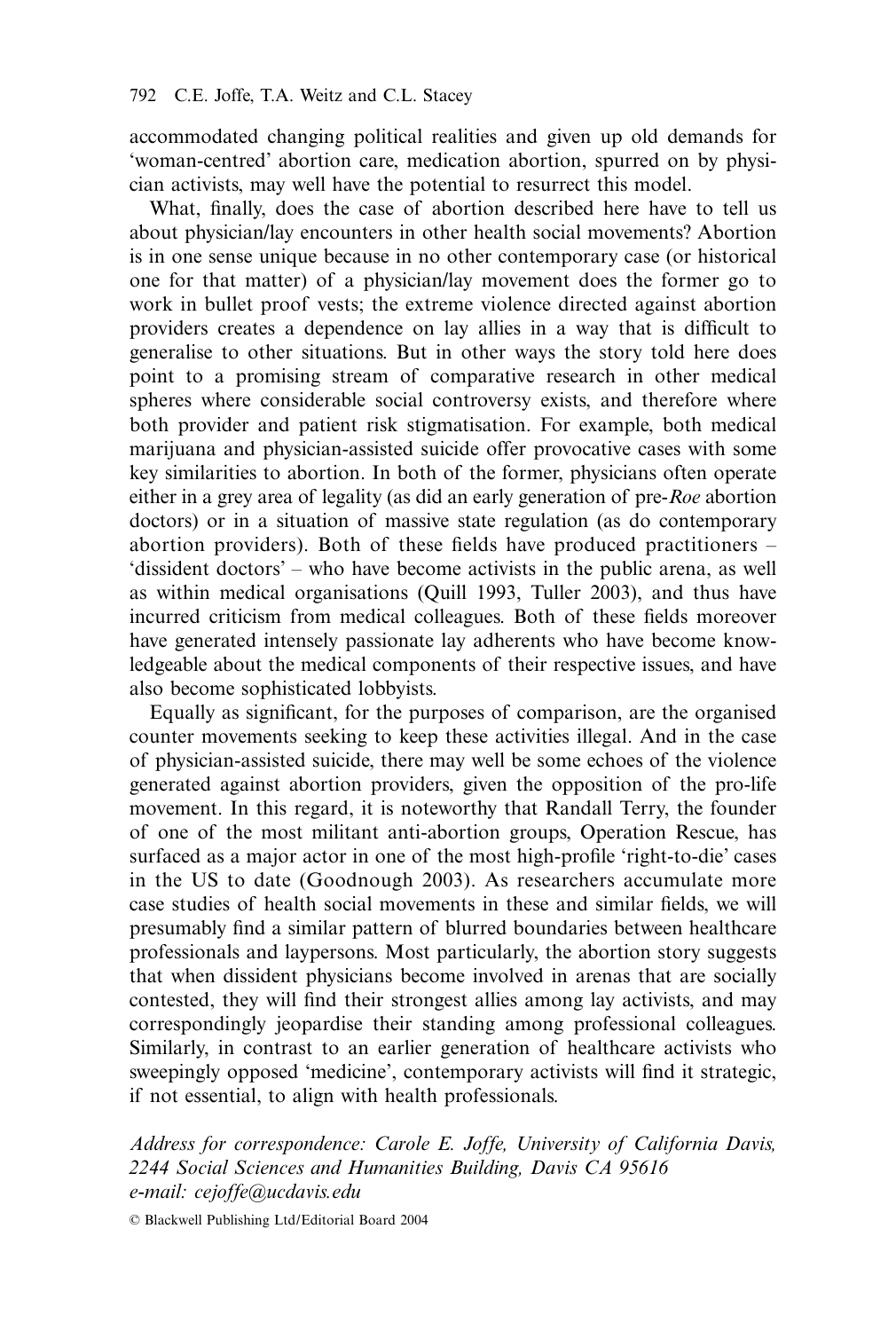accommodated changing political realities and given up old demands for 'woman-centred' abortion care, medication abortion, spurred on by physician activists, may well have the potential to resurrect this model.

What, finally, does the case of abortion described here have to tell us about physician/lay encounters in other health social movements? Abortion is in one sense unique because in no other contemporary case (or historical one for that matter) of a physician/lay movement does the former go to work in bullet proof vests; the extreme violence directed against abortion providers creates a dependence on lay allies in a way that is difficult to generalise to other situations. But in other ways the story told here does point to a promising stream of comparative research in other medical spheres where considerable social controversy exists, and therefore where both provider and patient risk stigmatisation. For example, both medical marijuana and physician-assisted suicide offer provocative cases with some key similarities to abortion. In both of the former, physicians often operate either in a grey area of legality (as did an early generation of pre-*Roe* abortion doctors) or in a situation of massive state regulation (as do contemporary abortion providers). Both of these fields have produced practitioners – 'dissident doctors' – who have become activists in the public arena, as well as within medical organisations (Quill 1993, Tuller 2003), and thus have incurred criticism from medical colleagues. Both of these fields moreover have generated intensely passionate lay adherents who have become knowledgeable about the medical components of their respective issues, and have also become sophisticated lobbyists.

Equally as significant, for the purposes of comparison, are the organised counter movements seeking to keep these activities illegal. And in the case of physician-assisted suicide, there may well be some echoes of the violence generated against abortion providers, given the opposition of the pro-life movement. In this regard, it is noteworthy that Randall Terry, the founder of one of the most militant anti-abortion groups, Operation Rescue, has surfaced as a major actor in one of the most high-profile 'right-to-die' cases in the US to date (Goodnough 2003). As researchers accumulate more case studies of health social movements in these and similar fields, we will presumably find a similar pattern of blurred boundaries between healthcare professionals and laypersons. Most particularly, the abortion story suggests that when dissident physicians become involved in arenas that are socially contested, they will find their strongest allies among lay activists, and may correspondingly jeopardise their standing among professional colleagues. Similarly, in contrast to an earlier generation of healthcare activists who sweepingly opposed 'medicine', contemporary activists will find it strategic, if not essential, to align with health professionals.

*Address for correspondence: Carole E. Joffe, University of California Davis, 2244 Social Sciences and Humanities Building, Davis CA 95616*
*e-mail: cejoffe@ucdavis.edu*

© Blackwell Publishing Ltd/Editorial Board 2004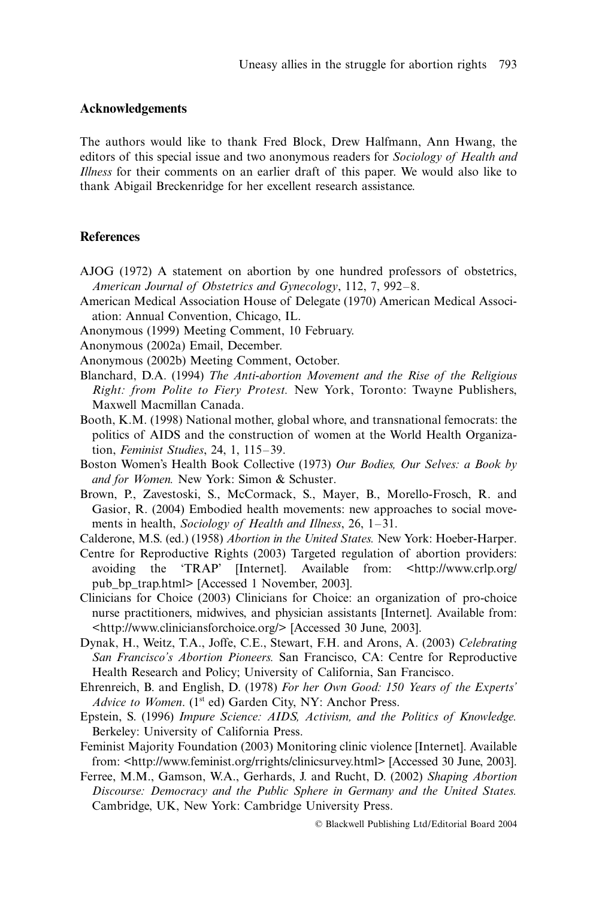## Acknowledgements

The authors would like to thank Fred Block, Drew Halfmann, Ann Hwang, the editors of this special issue and two anonymous readers for *Sociology of Health and Illness* for their comments on an earlier draft of this paper. We would also like to thank Abigail Breckenridge for her excellent research assistance.

## References

AJOG (1972) A statement on abortion by one hundred professors of obstetrics, *American Journal of Obstetrics and Gynecology*, 112, 7, 992–8.

American Medical Association House of Delegate (1970) American Medical Association: Annual Convention, Chicago, IL.

Anonymous (1999) Meeting Comment, 10 February.

Anonymous (2002a) Email, December.

Anonymous (2002b) Meeting Comment, October.

Blanchard, D.A. (1994) *The Anti-abortion Movement and the Rise of the Religious Right: from Polite to Fiery Protest.* New York, Toronto: Twayne Publishers, Maxwell Macmillan Canada.

Booth, K.M. (1998) National mother, global whore, and transnational femocrats: the politics of AIDS and the construction of women at the World Health Organization, *Feminist Studies*, 24, 1, 115–39.

Boston Women's Health Book Collective (1973) *Our Bodies, Our Selves: a Book by and for Women.* New York: Simon & Schuster.

Brown, P., Zavestoski, S., McCormack, S., Mayer, B., Morello-Frosch, R. and Gasior, R. (2004) Embodied health movements: new approaches to social movements in health, *Sociology of Health and Illness*, 26, 1–31.

Calderone, M.S. (ed.) (1958) *Abortion in the United States.* New York: Hoeber-Harper.

Centre for Reproductive Rights (2003) Targeted regulation of abortion providers: avoiding the 'TRAP' [Internet]. Available from: <http://www.crlp.org/pub_bp_trap.html> [Accessed 1 November, 2003].

Clinicians for Choice (2003) Clinicians for Choice: an organization of pro-choice nurse practitioners, midwives, and physician assistants [Internet]. Available from: <http://www.cliniciansforchoice.org/> [Accessed 30 June, 2003].

Dynak, H., Weitz, T.A., Joffe, C.E., Stewart, F.H. and Arons, A. (2003) *Celebrating San Francisco's Abortion Pioneers.* San Francisco, CA: Centre for Reproductive Health Research and Policy; University of California, San Francisco.

Ehrenreich, B. and English, D. (1978) *For her Own Good: 150 Years of the Experts' Advice to Women*. (1st ed) Garden City, NY: Anchor Press.

Epstein, S. (1996) *Impure Science: AIDS, Activism, and the Politics of Knowledge.* Berkeley: University of California Press.

Feminist Majority Foundation (2003) Monitoring clinic violence [Internet]. Available from: <http://www.feminist.org/rrights/clinicsurvey.html> [Accessed 30 June, 2003].

Ferree, M.M., Gamson, W.A., Gerhards, J. and Rucht, D. (2002) *Shaping Abortion Discourse: Democracy and the Public Sphere in Germany and the United States.* Cambridge, UK, New York: Cambridge University Press.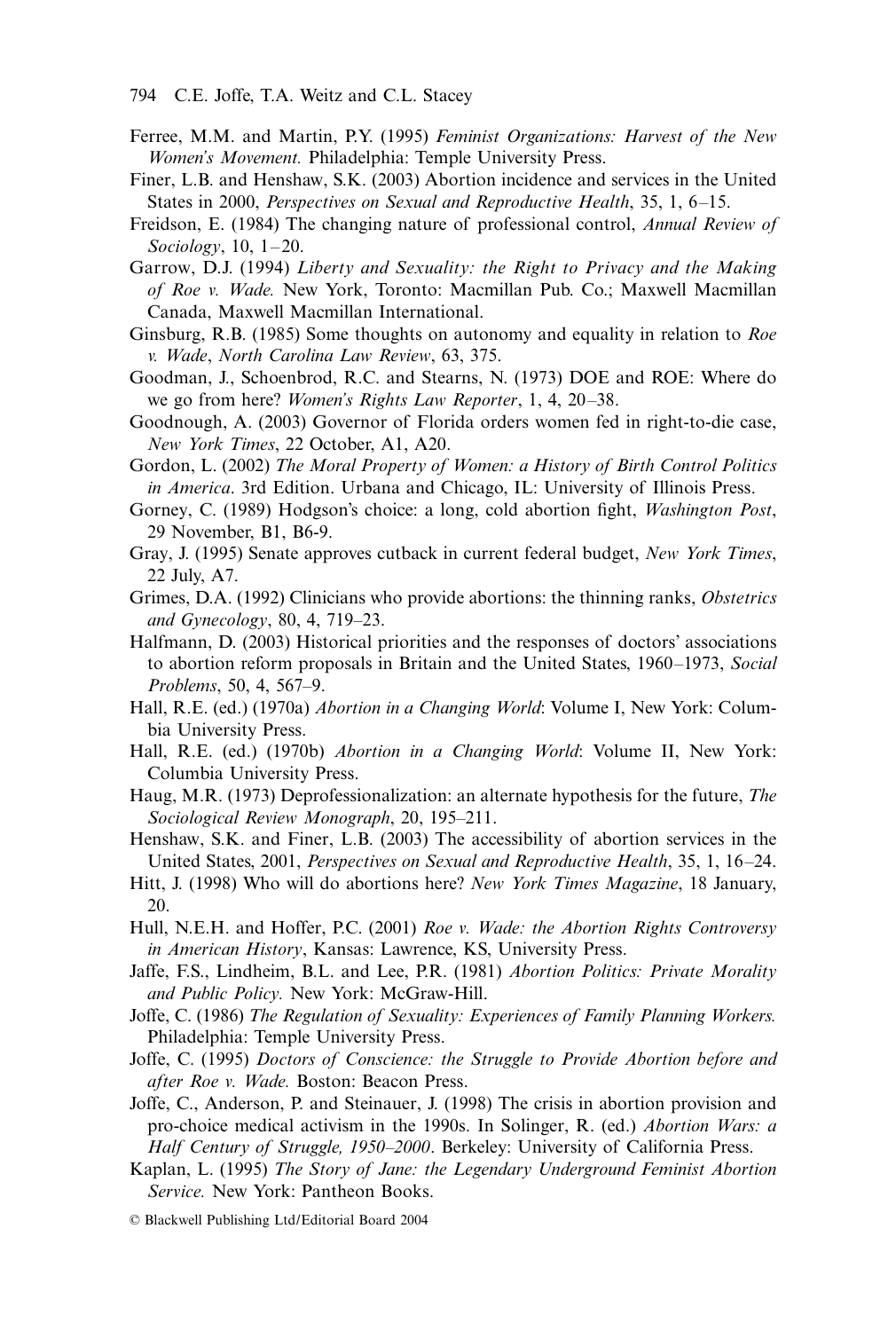Ferree, M.M. and Martin, P.Y. (1995) *Feminist Organizations: Harvest of the New Women's Movement.* Philadelphia: Temple University Press.

Finer, L.B. and Henshaw, S.K. (2003) Abortion incidence and services in the United States in 2000, *Perspectives on Sexual and Reproductive Health*, 35, 1, 6–15.

Freidson, E. (1984) The changing nature of professional control, *Annual Review of Sociology*, 10, 1–20.

Garrow, D.J. (1994) *Liberty and Sexuality: the Right to Privacy and the Making of Roe v. Wade.* New York, Toronto: Macmillan Pub. Co.; Maxwell Macmillan Canada, Maxwell Macmillan International.

Ginsburg, R.B. (1985) Some thoughts on autonomy and equality in relation to *Roe v. Wade*, *North Carolina Law Review*, 63, 375.

Goodman, J., Schoenbrod, R.C. and Stearns, N. (1973) DOE and ROE: Where do we go from here? *Women's Rights Law Reporter*, 1, 4, 20–38.

Goodnough, A. (2003) Governor of Florida orders women fed in right-to-die case, *New York Times*, 22 October, A1, A20.

Gordon, L. (2002) *The Moral Property of Women: a History of Birth Control Politics in America*. 3rd Edition. Urbana and Chicago, IL: University of Illinois Press.

Gorney, C. (1989) Hodgson's choice: a long, cold abortion fight, *Washington Post*, 29 November, B1, B6-9.

Gray, J. (1995) Senate approves cutback in current federal budget, *New York Times*, 22 July, A7.

Grimes, D.A. (1992) Clinicians who provide abortions: the thinning ranks, *Obstetrics and Gynecology*, 80, 4, 719–23.

Halfmann, D. (2003) Historical priorities and the responses of doctors' associations to abortion reform proposals in Britain and the United States, 1960–1973, *Social Problems*, 50, 4, 567–9.

Hall, R.E. (ed.) (1970a) *Abortion in a Changing World*: Volume I, New York: Columbia University Press.

Hall, R.E. (ed.) (1970b) *Abortion in a Changing World*: Volume II, New York: Columbia University Press.

Haug, M.R. (1973) Deprofessionalization: an alternate hypothesis for the future, *The Sociological Review Monograph*, 20, 195–211.

Henshaw, S.K. and Finer, L.B. (2003) The accessibility of abortion services in the United States, 2001, *Perspectives on Sexual and Reproductive Health*, 35, 1, 16–24.

Hitt, J. (1998) Who will do abortions here? *New York Times Magazine*, 18 January, 20.

Hull, N.E.H. and Hoffer, P.C. (2001) *Roe v. Wade: the Abortion Rights Controversy in American History*, Kansas: Lawrence, KS, University Press.

Jaffe, F.S., Lindheim, B.L. and Lee, P.R. (1981) *Abortion Politics: Private Morality and Public Policy.* New York: McGraw-Hill.

Joffe, C. (1986) *The Regulation of Sexuality: Experiences of Family Planning Workers.* Philadelphia: Temple University Press.

Joffe, C. (1995) *Doctors of Conscience: the Struggle to Provide Abortion before and after Roe v. Wade.* Boston: Beacon Press.

Joffe, C., Anderson, P. and Steinauer, J. (1998) The crisis in abortion provision and pro-choice medical activism in the 1990s. In Solinger, R. (ed.) *Abortion Wars: a Half Century of Struggle, 1950–2000*. Berkeley: University of California Press.

Kaplan, L. (1995) *The Story of Jane: the Legendary Underground Feminist Abortion Service.* New York: Pantheon Books.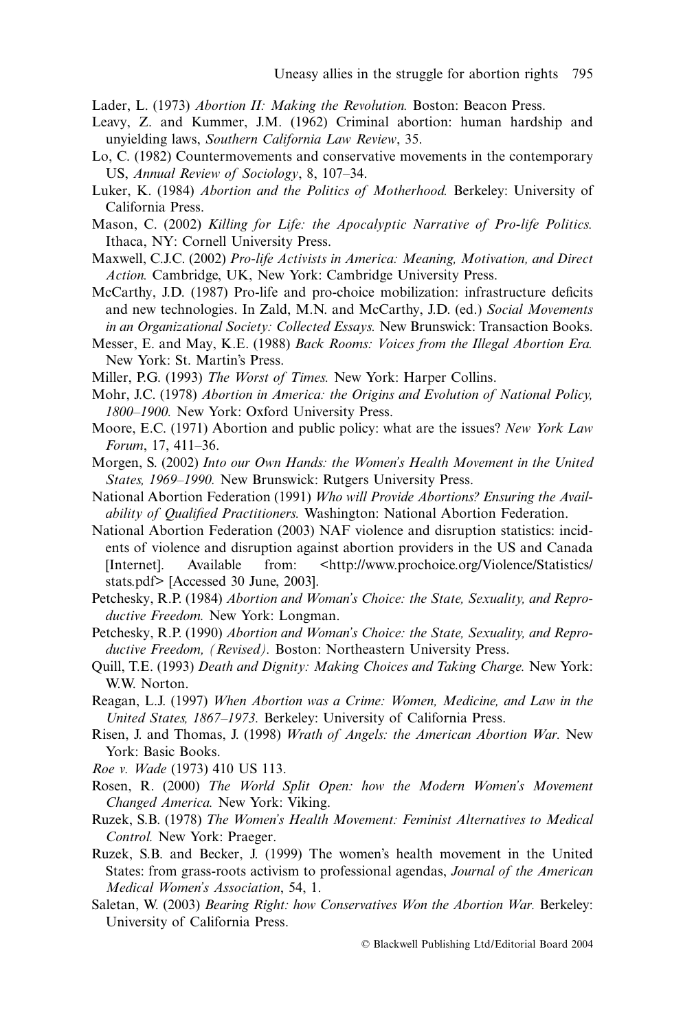Lader, L. (1973) *Abortion II: Making the Revolution.* Boston: Beacon Press.

Leavy, Z. and Kummer, J.M. (1962) Criminal abortion: human hardship and unyielding laws, *Southern California Law Review*, 35.

Lo, C. (1982) Countermovements and conservative movements in the contemporary US, *Annual Review of Sociology*, 8, 107–34.

Luker, K. (1984) *Abortion and the Politics of Motherhood.* Berkeley: University of California Press.

Mason, C. (2002) *Killing for Life: the Apocalyptic Narrative of Pro-life Politics.* Ithaca, NY: Cornell University Press.

Maxwell, C.J.C. (2002) *Pro-life Activists in America: Meaning, Motivation, and Direct Action.* Cambridge, UK, New York: Cambridge University Press.

McCarthy, J.D. (1987) Pro-life and pro-choice mobilization: infrastructure deficits and new technologies. In Zald, M.N. and McCarthy, J.D. (ed.) *Social Movements in an Organizational Society: Collected Essays.* New Brunswick: Transaction Books.

Messer, E. and May, K.E. (1988) *Back Rooms: Voices from the Illegal Abortion Era.* New York: St. Martin's Press.

Miller, P.G. (1993) *The Worst of Times.* New York: Harper Collins.

Mohr, J.C. (1978) *Abortion in America: the Origins and Evolution of National Policy, 1800–1900.* New York: Oxford University Press.

Moore, E.C. (1971) Abortion and public policy: what are the issues? *New York Law Forum*, 17, 411–36.

Morgen, S. (2002) *Into our Own Hands: the Women's Health Movement in the United States, 1969–1990.* New Brunswick: Rutgers University Press.

National Abortion Federation (1991) *Who will Provide Abortions? Ensuring the Availability of Qualified Practitioners.* Washington: National Abortion Federation.

National Abortion Federation (2003) NAF violence and disruption statistics: incidents of violence and disruption against abortion providers in the US and Canada [Internet]. Available from: <http://www.prochoice.org/Violence/Statistics/stats.pdf> [Accessed 30 June, 2003].

Petchesky, R.P. (1984) *Abortion and Woman's Choice: the State, Sexuality, and Reproductive Freedom.* New York: Longman.

Petchesky, R.P. (1990) *Abortion and Woman's Choice: the State, Sexuality, and Reproductive Freedom, (Revised).* Boston: Northeastern University Press.

Quill, T.E. (1993) *Death and Dignity: Making Choices and Taking Charge.* New York: W.W. Norton.

Reagan, L.J. (1997) *When Abortion was a Crime: Women, Medicine, and Law in the United States, 1867–1973.* Berkeley: University of California Press.

Risen, J. and Thomas, J. (1998) *Wrath of Angels: the American Abortion War.* New York: Basic Books.

*Roe v. Wade* (1973) 410 US 113.

Rosen, R. (2000) *The World Split Open: how the Modern Women's Movement Changed America.* New York: Viking.

Ruzek, S.B. (1978) *The Women's Health Movement: Feminist Alternatives to Medical Control.* New York: Praeger.

Ruzek, S.B. and Becker, J. (1999) The women's health movement in the United States: from grass-roots activism to professional agendas, *Journal of the American Medical Women's Association*, 54, 1.

Saletan, W. (2003) *Bearing Right: how Conservatives Won the Abortion War.* Berkeley: University of California Press.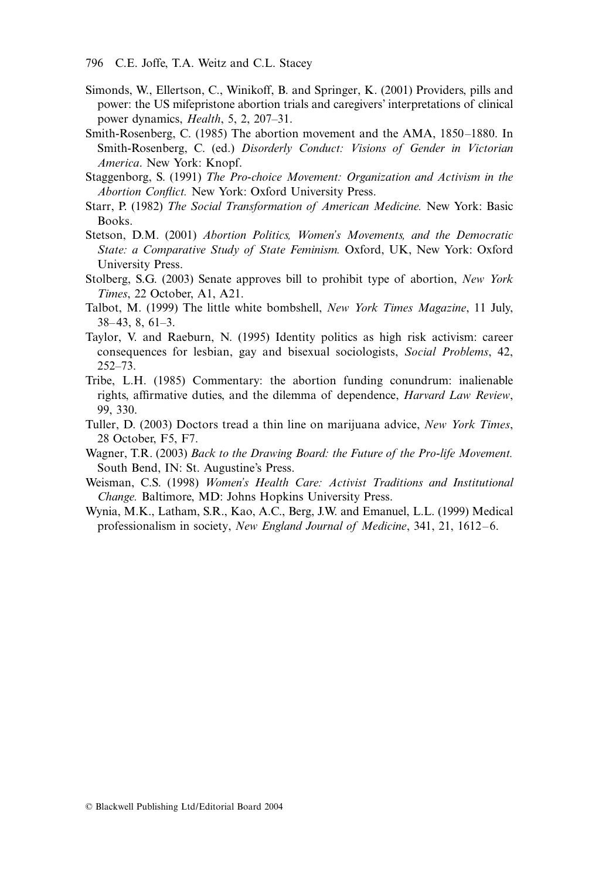Simonds, W., Ellertson, C., Winikoff, B. and Springer, K. (2001) Providers, pills and power: the US mifepristone abortion trials and caregivers' interpretations of clinical power dynamics, *Health*, 5, 2, 207–31.

Smith-Rosenberg, C. (1985) The abortion movement and the AMA, 1850–1880. In Smith-Rosenberg, C. (ed.) *Disorderly Conduct: Visions of Gender in Victorian America*. New York: Knopf.

Staggenborg, S. (1991) *The Pro-choice Movement: Organization and Activism in the Abortion Conflict.* New York: Oxford University Press.

Starr, P. (1982) *The Social Transformation of American Medicine.* New York: Basic Books.

Stetson, D.M. (2001) *Abortion Politics, Women's Movements, and the Democratic State: a Comparative Study of State Feminism.* Oxford, UK, New York: Oxford University Press.

Stolberg, S.G. (2003) Senate approves bill to prohibit type of abortion, *New York Times*, 22 October, A1, A21.

Talbot, M. (1999) The little white bombshell, *New York Times Magazine*, 11 July, 38–43, 8, 61–3.

Taylor, V. and Raeburn, N. (1995) Identity politics as high risk activism: career consequences for lesbian, gay and bisexual sociologists, *Social Problems*, 42, 252–73.

Tribe, L.H. (1985) Commentary: the abortion funding conundrum: inalienable rights, affirmative duties, and the dilemma of dependence, *Harvard Law Review*, 99, 330.

Tuller, D. (2003) Doctors tread a thin line on marijuana advice, *New York Times*, 28 October, F5, F7.

Wagner, T.R. (2003) *Back to the Drawing Board: the Future of the Pro-life Movement.* South Bend, IN: St. Augustine's Press.

Weisman, C.S. (1998) *Women's Health Care: Activist Traditions and Institutional Change.* Baltimore, MD: Johns Hopkins University Press.

Wynia, M.K., Latham, S.R., Kao, A.C., Berg, J.W. and Emanuel, L.L. (1999) Medical professionalism in society, *New England Journal of Medicine*, 341, 21, 1612–6.